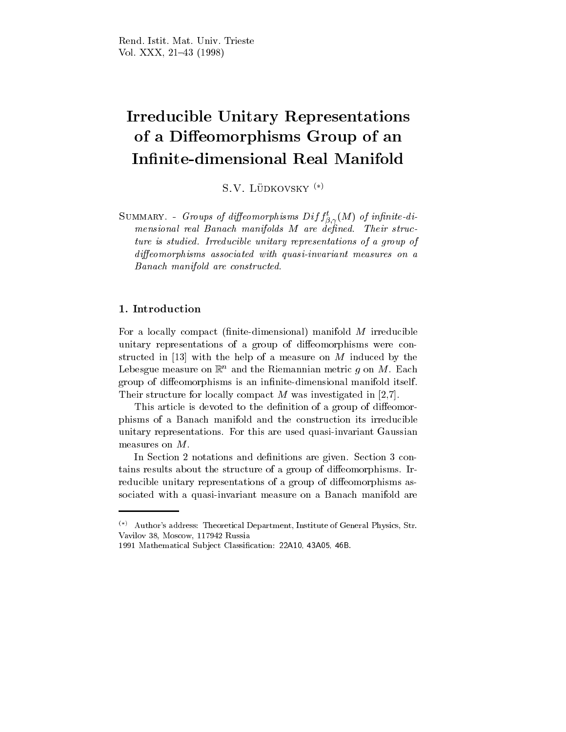Rend. Istit. Mat. Univ. Trieste
Vol. XXX, 21–43 (1998)

# Irreducible Unitary Representations of a Diffeomorphisms Group of an Infinite-dimensional Real Manifold

S.V. Lüdkovsky [(*)]

Summary. - *Groups of diffeomorphisms $Diff^t_{\beta,\gamma}(M)$ of infinite-dimensional real Banach manifolds $M$ are defined. Their structure is studied. Irreducible unitary representations of a group of diffeomorphisms associated with quasi-invariant measures on a Banach manifold are constructed.*

## 1. Introduction

For a locally compact (finite-dimensional) manifold $M$ irreducible unitary representations of a group of diffeomorphisms were constructed in [13] with the help of a measure on $M$ induced by the Lebesgue measure on $\mathbb{R}^n$ and the Riemannian metric $g$ on $M$. Each group of diffeomorphisms is an infinite-dimensional manifold itself. Their structure for locally compact $M$ was investigated in [2,7].

This article is devoted to the definition of a group of diffeomorphisms of a Banach manifold and the construction its irreducible unitary representations. For this are used quasi-invariant Gaussian measures on $M$.

In Section 2 notations and definitions are given. Section 3 contains results about the structure of a group of diffeomorphisms. Irreducible unitary representations of a group of diffeomorphisms associated with a quasi-invariant measure on a Banach manifold are

---

(*) Author's address: Theoretical Department, Institute of General Physics, Str. Vavilov 38, Moscow, 117942 Russia

1991 Mathematical Subject Classification: 22A10, 43A05, 46B.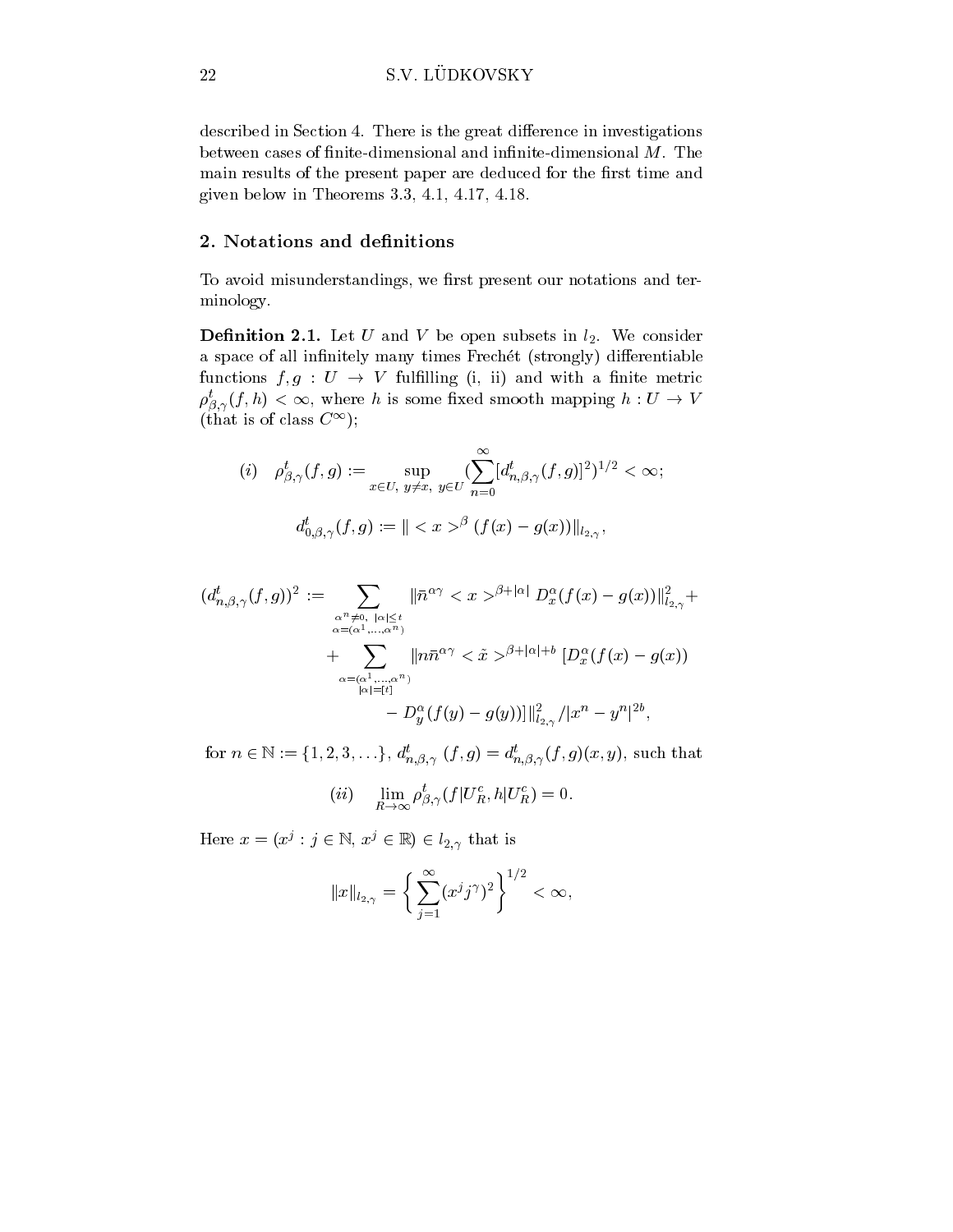described in Section 4. There is the great difference in investigations between cases of finite-dimensional and infinite-dimensional $M$. The main results of the present paper are deduced for the first time and given below in Theorems 3.3, 4.1, 4.17, 4.18.

## 2. Notations and definitions

To avoid misunderstandings, we first present our notations and terminology.

**Definition 2.1.** Let $U$ and $V$ be open subsets in $l_2$. We consider a space of all infinitely many times Frechét (strongly) differentiable functions $f, g : U \to V$ fulfilling (i, ii) and with a finite metric $\rho^t_{\beta,\gamma}(f,h) < \infty$, where $h$ is some fixed smooth mapping $h : U \to V$ (that is of class $C^\infty$);

$$(i) \quad \rho^t_{\beta,\gamma}(f,g) := \sup_{x \in U,\ y \ne x,\ y \in U} (\sum_{n=0}^{\infty} [d^t_{n,\beta,\gamma}(f,g)]^2)^{1/2} < \infty;$$

$$d^t_{0,\beta,\gamma}(f,g) := \| <x>^{\beta} (f(x) - g(x)) \|_{l_{2,\gamma}},$$

$$(d^t_{n,\beta,\gamma}(f,g))^2 := \sum_{\substack{\alpha^n \ne 0,\ |\alpha| \le t \\ \alpha = (\alpha^1, \dots, \alpha^n)}} \| \bar{n}^{\alpha\gamma} <x>^{\beta + |\alpha|} D^\alpha_x (f(x) - g(x)) \|^2_{l_{2,\gamma}} +$$

$$+ \sum_{\substack{\alpha = (\alpha^1, \dots, \alpha^n) \\ |\alpha| = [t]}} \| n \bar{n}^{\alpha\gamma} <\tilde{x}>^{\beta + |\alpha| + b} [D^\alpha_x (f(x) - g(x))$$

$$- D^\alpha_y (f(y) - g(y))] \|^2_{l_{2,\gamma}} / |x^n - y^n|^{2b},$$

for $n \in \mathbb{N} := \{1, 2, 3, \dots\}$, $d^t_{n,\beta,\gamma}\ (f,g) = d^t_{n,\beta,\gamma}(f,g)(x,y)$, such that

$$(ii) \quad \lim_{R \to \infty} \rho^t_{\beta,\gamma}(f|U^c_R, h|U^c_R) = 0.$$

Here $x = (x^j : j \in \mathbb{N},\ x^j \in \mathbb{R}) \in l_{2,\gamma}$ that is

$$\|x\|_{l_{2,\gamma}} = \left\{ \sum_{j=1}^{\infty} (x^j j^\gamma)^2 \right\}^{1/2} < \infty,$$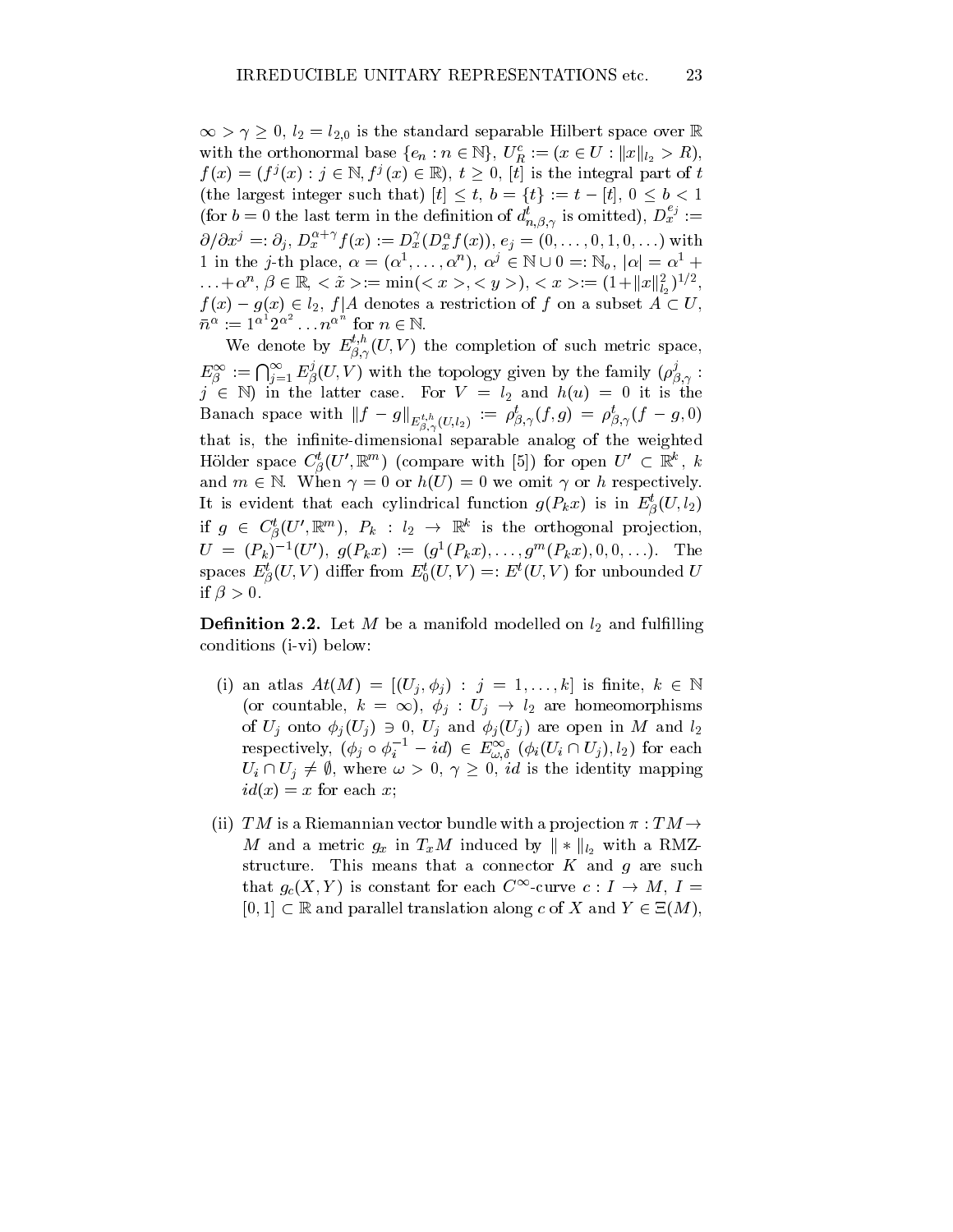$\infty > \gamma \ge 0$, $l_2 = l_{2,0}$ is the standard separable Hilbert space over $\mathbb{R}$ with the orthonormal base $\{e_n : n \in \mathbb{N}\}$, $U^c_R := (x \in U : \|x\|_{l_2} > R)$, $f(x) = (f^j(x) : j \in \mathbb{N}, f^j(x) \in \mathbb{R})$, $t \ge 0$, $[t]$ is the integral part of $t$ (the largest integer such that) $[t] \le t$, $b = \{t\} := t - [t]$, $0 \le b < 1$ (for $b = 0$ the last term in the definition of $d^t_{n,\beta,\gamma}$ is omitted), $D^{e_j}_x := \partial/\partial x^j =: \partial_j$, $D^{\alpha+\gamma}_x f(x) := D^\gamma_x(D^\alpha_x f(x))$, $e_j = (0,\dots,0,1,0,\dots)$ with 1 in the $j$-th place, $\alpha = (\alpha^1,\dots,\alpha^n)$, $\alpha^j \in \mathbb{N}\cup 0 =: \mathbb{N}_o$, $|\alpha| = \alpha^1 + \dots + \alpha^n$, $\beta \in \mathbb{R}$, $<\tilde{x}> := \min(<x>,<y>)$, $<x> := (1+\|x\|^2_{l_2})^{1/2}$, $f(x) - g(x) \in l_2$, $f|A$ denotes a restriction of $f$ on a subset $A \subset U$, $\bar{n}^\alpha := 1^{\alpha^1}2^{\alpha^2}\dots n^{\alpha^n}$ for $n \in \mathbb{N}$.

We denote by $E^{t,h}_{\beta,\gamma}(U,V)$ the completion of such metric space, $E^\infty_\beta := \bigcap_{j=1}^\infty E^j_\beta(U,V)$ with the topology given by the family $(\rho^j_{\beta,\gamma} : j \in \mathbb{N})$ in the latter case. For $V = l_2$ and $h(u) = 0$ it is the Banach space with $\|f - g\|_{E^{t,h}_{\beta,\gamma}(U,l_2)} := \rho^t_{\beta,\gamma}(f,g) = \rho^t_{\beta,\gamma}(f-g,0)$ that is, the infinite-dimensional separable analog of the weighted Hölder space $C^t_\beta(U',\mathbb{R}^m)$ (compare with [5]) for open $U' \subset \mathbb{R}^k$, $k$ and $m \in \mathbb{N}$. When $\gamma = 0$ or $h(U) = 0$ we omit $\gamma$ or $h$ respectively. It is evident that each cylindrical function $g(P_k x)$ is in $E^t_\beta(U,l_2)$ if $g \in C^t_\beta(U',\mathbb{R}^m)$, $P_k : l_2 \to \mathbb{R}^k$ is the orthogonal projection, $U = (P_k)^{-1}(U')$, $g(P_k x) := (g^1(P_k x),\dots,g^m(P_k x),0,0,\dots)$. The spaces $E^t_\beta(U,V)$ differ from $E^t_0(U,V) =: E^t(U,V)$ for unbounded $U$ if $\beta > 0$.

**Definition 2.2.** Let $M$ be a manifold modelled on $l_2$ and fulfilling conditions (i-vi) below:

(i) an atlas $At(M) = [(U_j,\phi_j) : j = 1,\dots,k]$ is finite, $k \in \mathbb{N}$ (or countable, $k = \infty$), $\phi_j : U_j \to l_2$ are homeomorphisms of $U_j$ onto $\phi_j(U_j) \ni 0$, $U_j$ and $\phi_j(U_j)$ are open in $M$ and $l_2$ respectively, $(\phi_j \circ \phi_i^{-1} - id) \in E^\infty_{\omega,\delta}\ (\phi_i(U_i \cap U_j), l_2)$ for each $U_i \cap U_j \ne \emptyset$, where $\omega > 0$, $\gamma \ge 0$, $id$ is the identity mapping $id(x) = x$ for each $x$;

(ii) $TM$ is a Riemannian vector bundle with a projection $\pi : TM \to M$ and a metric $g_x$ in $T_xM$ induced by $\|*\|_{l_2}$ with a RMZ-structure. This means that a connector $K$ and $g$ are such that $g_c(X,Y)$ is constant for each $C^\infty$-curve $c : I \to M$, $I = [0,1] \subset \mathbb{R}$ and parallel translation along $c$ of $X$ and $Y \in \Xi(M)$,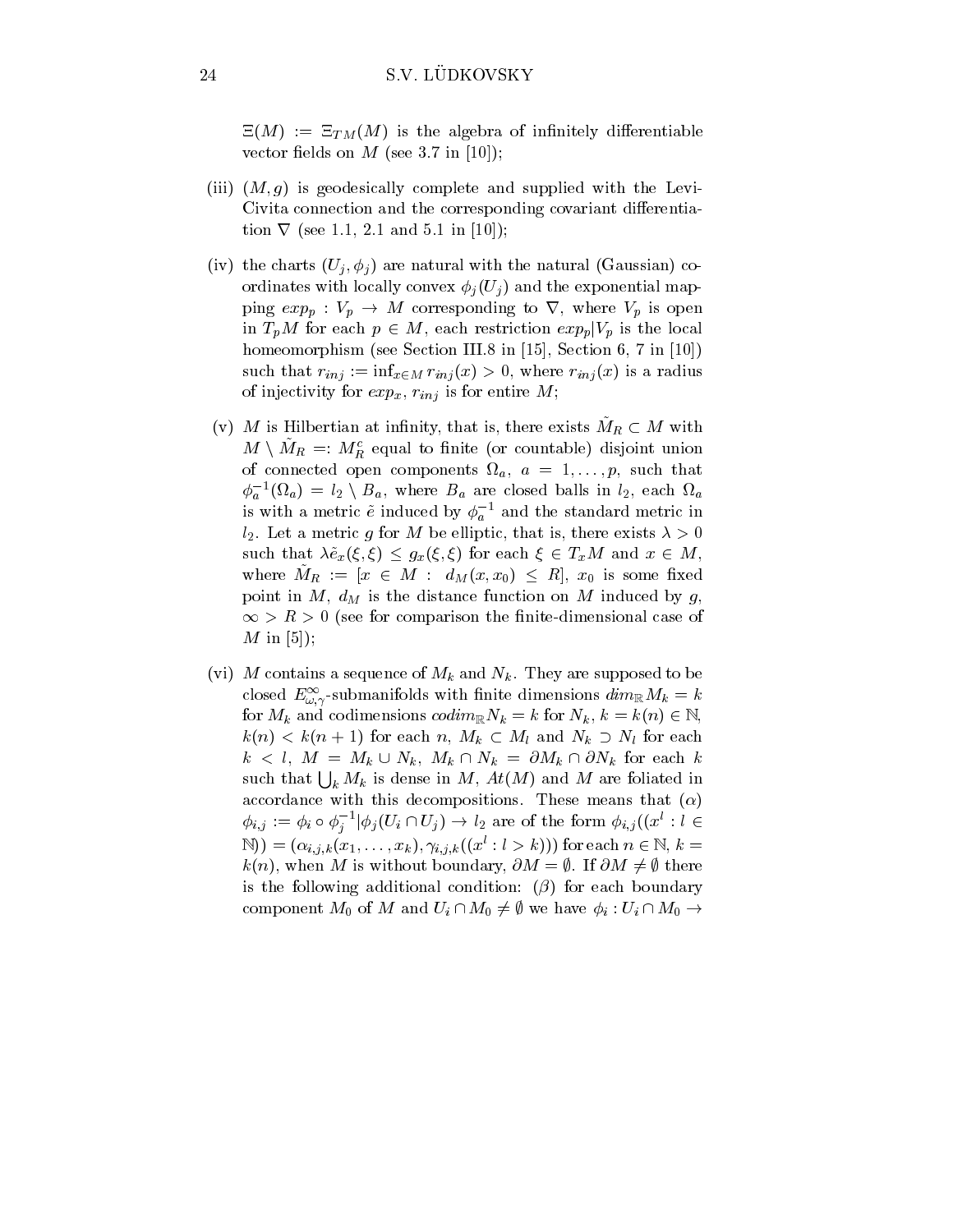$\Xi(M) := \Xi_{TM}(M)$ is the algebra of infinitely differentiable vector fields on $M$ (see 3.7 in [10]);

(iii) $(M, g)$ is geodesically complete and supplied with the Levi-Civita connection and the corresponding covariant differentiation $\nabla$ (see 1.1, 2.1 and 5.1 in [10]);

(iv) the charts $(U_j, \phi_j)$ are natural with the natural (Gaussian) coordinates with locally convex $\phi_j(U_j)$ and the exponential mapping $exp_p : V_p \to M$ corresponding to $\nabla$, where $V_p$ is open in $T_pM$ for each $p \in M$, each restriction $exp_p|V_p$ is the local homeomorphism (see Section III.8 in [15], Section 6, 7 in [10]) such that $r_{inj} := \inf_{x \in M} r_{inj}(x) > 0$, where $r_{inj}(x)$ is a radius of injectivity for $exp_x$, $r_{inj}$ is for entire $M$;

(v) $M$ is Hilbertian at infinity, that is, there exists $\tilde{M}_R \subset M$ with $M \setminus \tilde{M}_R =: M^c_R$ equal to finite (or countable) disjoint union of connected open components $\Omega_a$, $a = 1, \dots, p$, such that $\phi_a^{-1}(\Omega_a) = l_2 \setminus B_a$, where $B_a$ are closed balls in $l_2$, each $\Omega_a$ is with a metric $\tilde{e}$ induced by $\phi_a^{-1}$ and the standard metric in $l_2$. Let a metric $g$ for $M$ be elliptic, that is, there exists $\lambda > 0$ such that $\lambda \tilde{e}_x(\xi, \xi) \le g_x(\xi, \xi)$ for each $\xi \in T_xM$ and $x \in M$, where $\tilde{M}_R := [x \in M : d_M(x, x_0) \le R]$, $x_0$ is some fixed point in $M$, $d_M$ is the distance function on $M$ induced by $g$, $\infty > R > 0$ (see for comparison the finite-dimensional case of $M$ in [5]);

(vi) $M$ contains a sequence of $M_k$ and $N_k$. They are supposed to be closed $E^\infty_{\omega,\gamma}$-submanifolds with finite dimensions $dim_{\mathbb{R}} M_k = k$ for $M_k$ and codimensions $codim_{\mathbb{R}} N_k = k$ for $N_k$, $k = k(n) \in \mathbb{N}$, $k(n) < k(n+1)$ for each $n$, $M_k \subset M_l$ and $N_k \supset N_l$ for each $k < l$, $M = M_k \cup N_k$, $M_k \cap N_k = \partial M_k \cap \partial N_k$ for each $k$ such that $\bigcup_k M_k$ is dense in $M$, $At(M)$ and $M$ are foliated in accordance with this decompositions. These means that $(\alpha)$ $\phi_{i,j} := \phi_i \circ \phi_j^{-1}|\phi_j(U_i \cap U_j) \to l_2$ are of the form $\phi_{i,j}((x^l : l \in \mathbb{N})) = (\alpha_{i,j,k}(x_1, \dots, x_k), \gamma_{i,j,k}((x^l : l > k)))$ for each $n \in \mathbb{N}$, $k = k(n)$, when $M$ is without boundary, $\partial M = \emptyset$. If $\partial M \ne \emptyset$ there is the following additional condition: $(\beta)$ for each boundary component $M_0$ of $M$ and $U_i \cap M_0 \ne \emptyset$ we have $\phi_i : U_i \cap M_0 \to$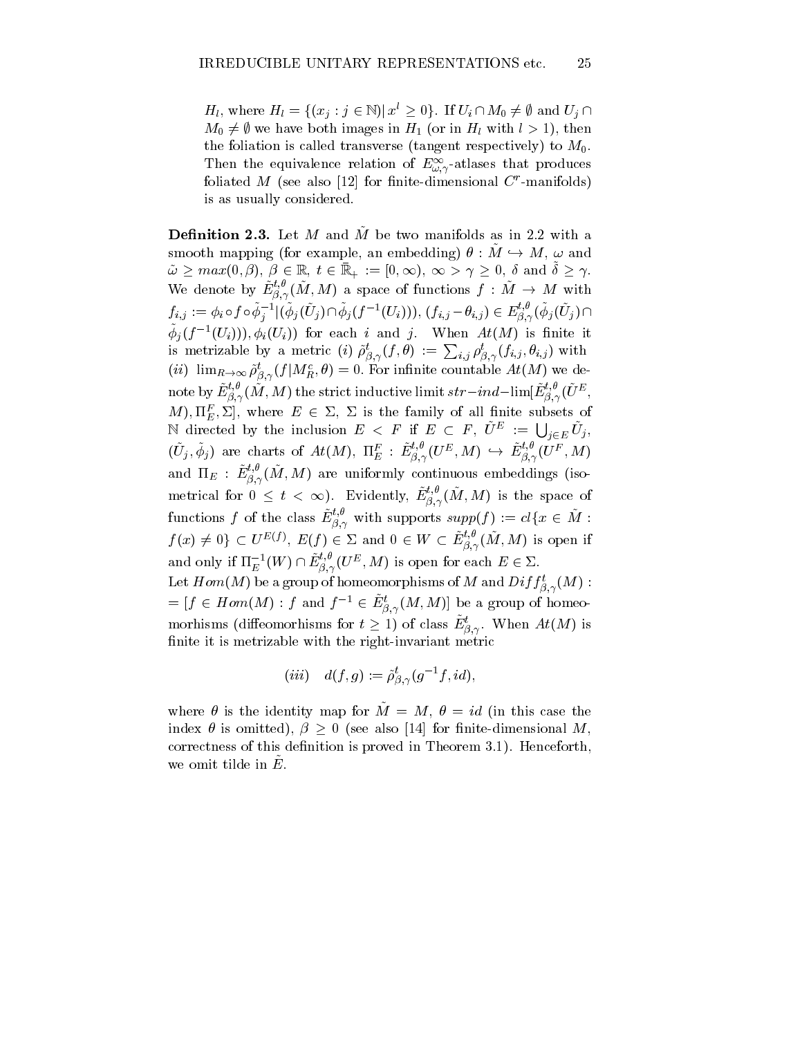$H_l$, where $H_l = \{(x_j : j \in \mathbb{N}) | \, x^l \ge 0\}$. If $U_i \cap M_0 \ne \emptyset$ and $U_j \cap M_0 \ne \emptyset$ we have both images in $H_1$ (or in $H_l$ with $l > 1$), then the foliation is called transverse (tangent respectively) to $M_0$. Then the equivalence relation of $E^{\infty}_{\omega,\gamma}$-atlases that produces foliated $M$ (see also [12] for finite-dimensional $C^r$-manifolds) is as usually considered.

**Definition 2.3.** Let $M$ and $\tilde{M}$ be two manifolds as in 2.2 with a smooth mapping (for example, an embedding) $\theta : \tilde{M} \hookrightarrow M$, $\omega$ and $\tilde{\omega} \ge max(0, \beta)$, $\beta \in \mathbb{R}$, $t \in \bar{\mathbb{R}}_+ := [0, \infty)$, $\infty > \gamma \ge 0$, $\delta$ and $\tilde{\delta} \ge \gamma$. We denote by $\tilde{E}^{t,\theta}_{\beta,\gamma}(\tilde{M}, M)$ a space of functions $f : \tilde{M} \to M$ with $f_{i,j} := \phi_i \circ f \circ \tilde{\phi}_j^{-1}|(\tilde{\phi}_j(\tilde{U}_j) \cap \tilde{\phi}_j(f^{-1}(U_i)))$, $(f_{i,j} - \theta_{i,j}) \in E^{t,\theta}_{\beta,\gamma}(\tilde{\phi}_j(\tilde{U}_j) \cap \tilde{\phi}_j(f^{-1}(U_i))), \phi_i(U_i))$ for each $i$ and $j$. When $At(M)$ is finite it is metrizable by a metric $(i)$ $\tilde{\rho}^t_{\beta,\gamma}(f, \theta) := \sum_{i,j} \rho^t_{\beta,\gamma}(f_{i,j}, \theta_{i,j})$ with $(ii)$ $\lim_{R\to\infty} \tilde{\rho}^t_{\beta,\gamma}(f|M^c_R, \theta) = 0$. For infinite countable $At(M)$ we denote by $\tilde{E}^{t,\theta}_{\beta,\gamma}(\tilde{M}, M)$ the strict inductive limit $str{-}ind{-}\lim[\tilde{E}^{t,\theta}_{\beta,\gamma}(\tilde{U}^E, M), \Pi^F_E, \Sigma]$, where $E \in \Sigma$, $\Sigma$ is the family of all finite subsets of $\mathbb{N}$ directed by the inclusion $E < F$ if $E \subset F$, $\tilde{U}^E := \bigcup_{j\in E} \tilde{U}_j$, $(\tilde{U}_j, \tilde{\phi}_j)$ are charts of $At(M)$, $\Pi^F_E : \tilde{E}^{t,\theta}_{\beta,\gamma}(U^E, M) \hookrightarrow \tilde{E}^{t,\theta}_{\beta,\gamma}(U^F, M)$ and $\Pi_E : \tilde{E}^{t,\theta}_{\beta,\gamma}(\tilde{M}, M)$ are uniformly continuous embeddings (isometrical for $0 \le t < \infty$). Evidently, $\tilde{E}^{t,\theta}_{\beta,\gamma}(\tilde{M}, M)$ is the space of functions $f$ of the class $\tilde{E}^{t,\theta}_{\beta,\gamma}$ with supports $supp(f) := cl\{x \in \tilde{M} : f(x) \ne 0\} \subset U^{E(f)}$, $E(f) \in \Sigma$ and $0 \in W \subset \tilde{E}^{t,\theta}_{\beta,\gamma}(\tilde{M}, M)$ is open if and only if $\Pi^{-1}_E(W) \cap \tilde{E}^{t,\theta}_{\beta,\gamma}(U^E, M)$ is open for each $E \in \Sigma$.

Let $Hom(M)$ be a group of homeomorphisms of $M$ and $Diff^t_{\beta,\gamma}(M) := [f \in Hom(M) : f$ and $f^{-1} \in \tilde{E}^t_{\beta,\gamma}(M, M)]$ be a group of homeomorhisms (diffeomorhisms for $t \ge 1$) of class $\tilde{E}^t_{\beta,\gamma}$. When $At(M)$ is finite it is metrizable with the right-invariant metric

$$(iii) \quad d(f, g) := \tilde{\rho}^t_{\beta,\gamma}(g^{-1}f, id),$$

where $\theta$ is the identity map for $\tilde{M} = M$, $\theta = id$ (in this case the index $\theta$ is omitted), $\beta \ge 0$ (see also [14] for finite-dimensional $M$, correctness of this definition is proved in Theorem 3.1). Henceforth, we omit tilde in $\tilde{E}$.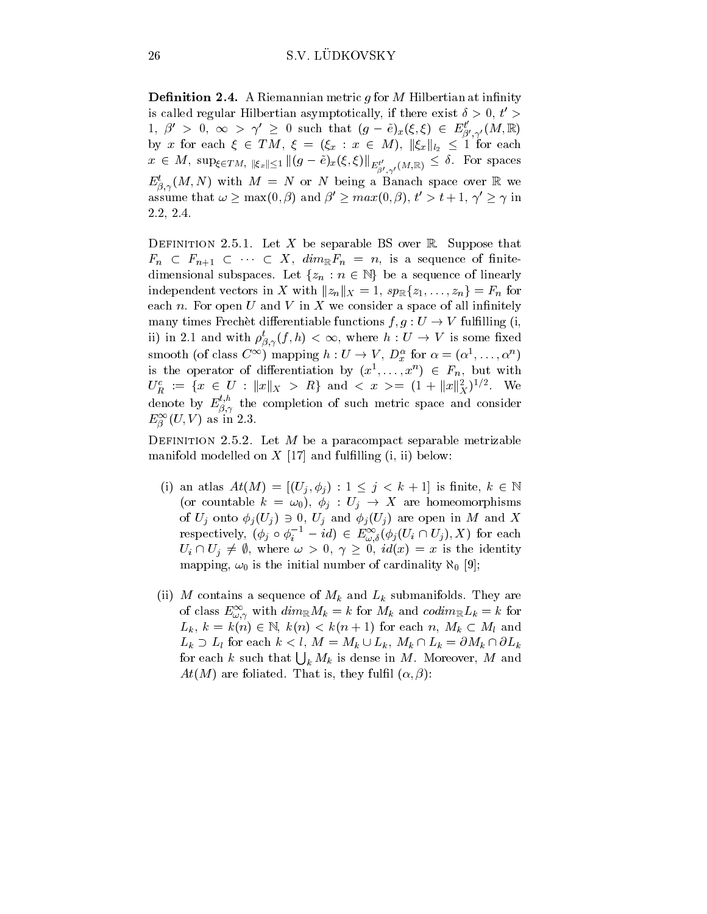**Definition 2.4.** A Riemannian metric $g$ for $M$ Hilbertian at infinity is called regular Hilbertian asymptotically, if there exist $\delta > 0$, $t' > 1$, $\beta' > 0$, $\infty > \gamma' \ge 0$ such that $(g - \tilde{e})_x(\xi, \xi) \in E^{t'}_{\beta',\gamma'}(M, \mathbb{R})$ by $x$ for each $\xi \in TM$, $\xi = (\xi_x : x \in M)$, $\|\xi_x\|_{l_2} \le 1$ for each $x \in M$, $\sup_{\xi \in TM, \ \|\xi_x\| \le 1} \|(g - \tilde{e})_x(\xi, \xi)\|_{E^{t'}_{\beta',\gamma'}(M,\mathbb{R})} \le \delta$. For spaces $E^t_{\beta,\gamma}(M, N)$ with $M = N$ or $N$ being a Banach space over $\mathbb{R}$ we assume that $\omega \ge \max(0, \beta)$ and $\beta' \ge max(0, \beta)$, $t' > t + 1$, $\gamma' \ge \gamma$ in 2.2, 2.4.

Definition 2.5.1. Let $X$ be separable BS over $\mathbb{R}$. Suppose that $F_n \subset F_{n+1} \subset \cdots \subset X$, $dim_{\mathbb{R}} F_n = n$, is a sequence of finite-dimensional subspaces. Let $\{z_n : n \in \mathbb{N}\}$ be a sequence of linearly independent vectors in $X$ with $\|z_n\|_X = 1$, $sp_{\mathbb{R}}\{z_1, \dots, z_n\} = F_n$ for each $n$. For open $U$ and $V$ in $X$ we consider a space of all infinitely many times Frechèt differentiable functions $f, g : U \to V$ fulfilling (i, ii) in 2.1 and with $\rho^t_{\beta,\gamma}(f, h) < \infty$, where $h : U \to V$ is some fixed smooth (of class $C^\infty$) mapping $h : U \to V$, $D^\alpha_x$ for $\alpha = (\alpha^1, \dots, \alpha^n)$ is the operator of differentiation by $(x^1, \dots, x^n) \in F_n$, but with $U^c_R := \{x \in U : \|x\|_X > R\}$ and $< x >= (1 + \|x\|^2_X)^{1/2}$. We denote by $E^{t,h}_{\beta,\gamma}$ the completion of such metric space and consider $E^\infty_\beta(U, V)$ as in 2.3.

Definition 2.5.2. Let $M$ be a paracompact separable metrizable manifold modelled on $X$ [17] and fulfilling (i, ii) below:

(i) an atlas $At(M) = [(U_j, \phi_j) : 1 \le j < k + 1]$ is finite, $k \in \mathbb{N}$ (or countable $k = \omega_0$), $\phi_j : U_j \to X$ are homeomorphisms of $U_j$ onto $\phi_j(U_j) \ni 0$, $U_j$ and $\phi_j(U_j)$ are open in $M$ and $X$ respectively, $(\phi_j \circ \phi_i^{-1} - id) \in E^\infty_{\omega,\delta}(\phi_j(U_i \cap U_j), X)$ for each $U_i \cap U_j \ne \emptyset$, where $\omega > 0$, $\gamma \ge 0$, $id(x) = x$ is the identity mapping, $\omega_0$ is the initial number of cardinality $\aleph_0$ [9];

(ii) $M$ contains a sequence of $M_k$ and $L_k$ submanifolds. They are of class $E^\infty_{\omega,\gamma}$ with $dim_{\mathbb{R}} M_k = k$ for $M_k$ and $codim_{\mathbb{R}} L_k = k$ for $L_k$, $k = k(n) \in \mathbb{N}$, $k(n) < k(n + 1)$ for each $n$, $M_k \subset M_l$ and $L_k \supset L_l$ for each $k < l$, $M = M_k \cup L_k$, $M_k \cap L_k = \partial M_k \cap \partial L_k$ for each $k$ such that $\bigcup_k M_k$ is dense in $M$. Moreover, $M$ and $At(M)$ are foliated. That is, they fulfil $(\alpha, \beta)$: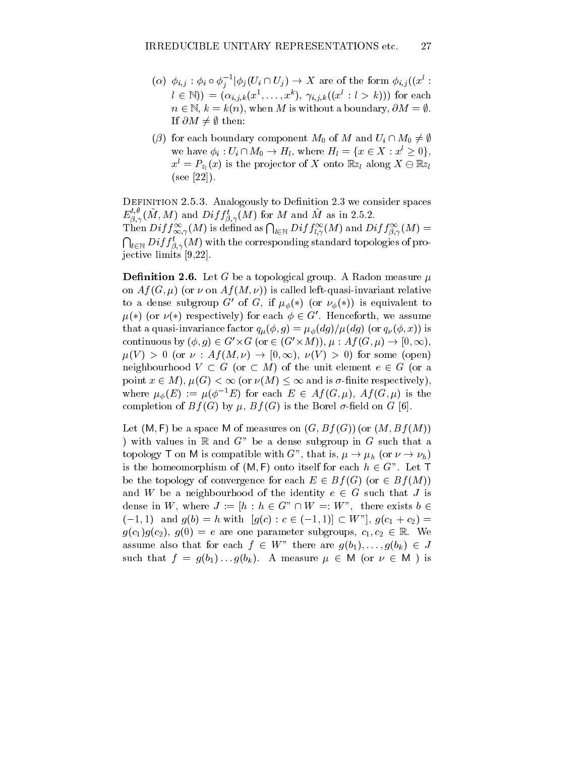(α) $\phi_{i,j} : \phi_i \circ \phi_j^{-1}|\phi_j(U_i \cap U_j) \to X$ are of the form $\phi_{i,j}((x^l : l \in \mathbb{N})) = (\alpha_{i,j,k}(x^1, \dots, x^k), \gamma_{i,j,k}((x^l : l > k)))$ for each $n \in \mathbb{N}$, $k = k(n)$, when $M$ is without a boundary, $\partial M = \emptyset$. If $\partial M \neq \emptyset$ then:

(β) for each boundary component $M_0$ of $M$ and $U_i \cap M_0 \neq \emptyset$ we have $\phi_i : U_i \cap M_0 \to H_l$, where $H_l = \{x \in X : x^l \geq 0\}$, $x^l = P_{z_l}(x)$ is the projector of $X$ onto $\mathbb{R}z_l$ along $X \ominus \mathbb{R}z_l$ (see [22]).

Definition 2.5.3. Analogously to Definition 2.3 we consider spaces $E^{t,\theta}_{\beta,\gamma}(\tilde{M}, M)$ and $Diff^t_{\beta,\gamma}(M)$ for $M$ and $\tilde{M}$ as in 2.5.2.
Then $Diff^\infty_{\infty,\gamma}(M)$ is defined as $\bigcap_{l \in \mathbb{N}} Diff^\infty_{l,\gamma}(M)$ and $Diff^\infty_{\beta,\gamma}(M) = \bigcap_{t \in \mathbb{N}} Diff^t_{\beta,\gamma}(M)$ with the corresponding standard topologies of projective limits [9,22].

**Definition 2.6.** Let $G$ be a topological group. A Radon measure $\mu$ on $Af(G, \mu)$ (or $\nu$ on $Af(M, \nu)$) is called left-quasi-invariant relative to a dense subgroup $G'$ of $G$, if $\mu_\phi(*)$ (or $\nu_\phi(*)$) is equivalent to $\mu(*)$ (or $\nu(*)$ respectively) for each $\phi \in G'$. Henceforth, we assume that a quasi-invariance factor $q_\mu(\phi, g) = \mu_\phi(dg)/\mu(dg)$ (or $q_\nu(\phi, x)$) is continuous by $(\phi, g) \in G' \times G$ (or $\in (G' \times M)$), $\mu : Af(G, \mu) \to [0, \infty)$, $\mu(V) > 0$ (or $\nu : Af(M, \nu) \to [0, \infty)$, $\nu(V) > 0$) for some (open) neighbourhood $V \subset G$ (or $\subset M$) of the unit element $e \in G$ (or a point $x \in M$), $\mu(G) < \infty$ (or $\nu(M) \leq \infty$ and is $\sigma$-finite respectively), where $\mu_\phi(E) := \mu(\phi^{-1}E)$ for each $E \in Af(G, \mu)$, $Af(G, \mu)$ is the completion of $Bf(G)$ by $\mu$, $Bf(G)$ is the Borel $\sigma$-field on $G$ [6].

Let $(\mathsf{M}, \mathsf{F})$ be a space $\mathsf{M}$ of measures on $(G, Bf(G))$ (or $(M, Bf(M))$ ) with values in $\mathbb{R}$ and $G$" be a dense subgroup in $G$ such that a topology $\mathsf{T}$ on $\mathsf{M}$ is compatible with $G$", that is, $\mu \to \mu_h$ (or $\nu \to \nu_h$) is the homeomorphism of $(\mathsf{M}, \mathsf{F})$ onto itself for each $h \in G$". Let $\mathsf{T}$ be the topology of convergence for each $E \in Bf(G)$ (or $\in Bf(M)$) and $W$ be a neighbourhood of the identity $e \in G$ such that $J$ is dense in $W$, where $J := [h : h \in G" \cap W =: W"$, there exists $b \in (-1, 1)$ and $g(b) = h$ with $[g(c) : c \in (-1, 1)] \subset W"]$, $g(c_1 + c_2) = g(c_1)g(c_2)$, $g(0) = e$ are one parameter subgroups, $c_1, c_2 \in \mathbb{R}$. We assume also that for each $f \in W"$ there are $g(b_1), \dots, g(b_k) \in J$ such that $f = g(b_1) \dots g(b_k)$. A measure $\mu \in \mathsf{M}$ (or $\nu \in \mathsf{M}$ ) is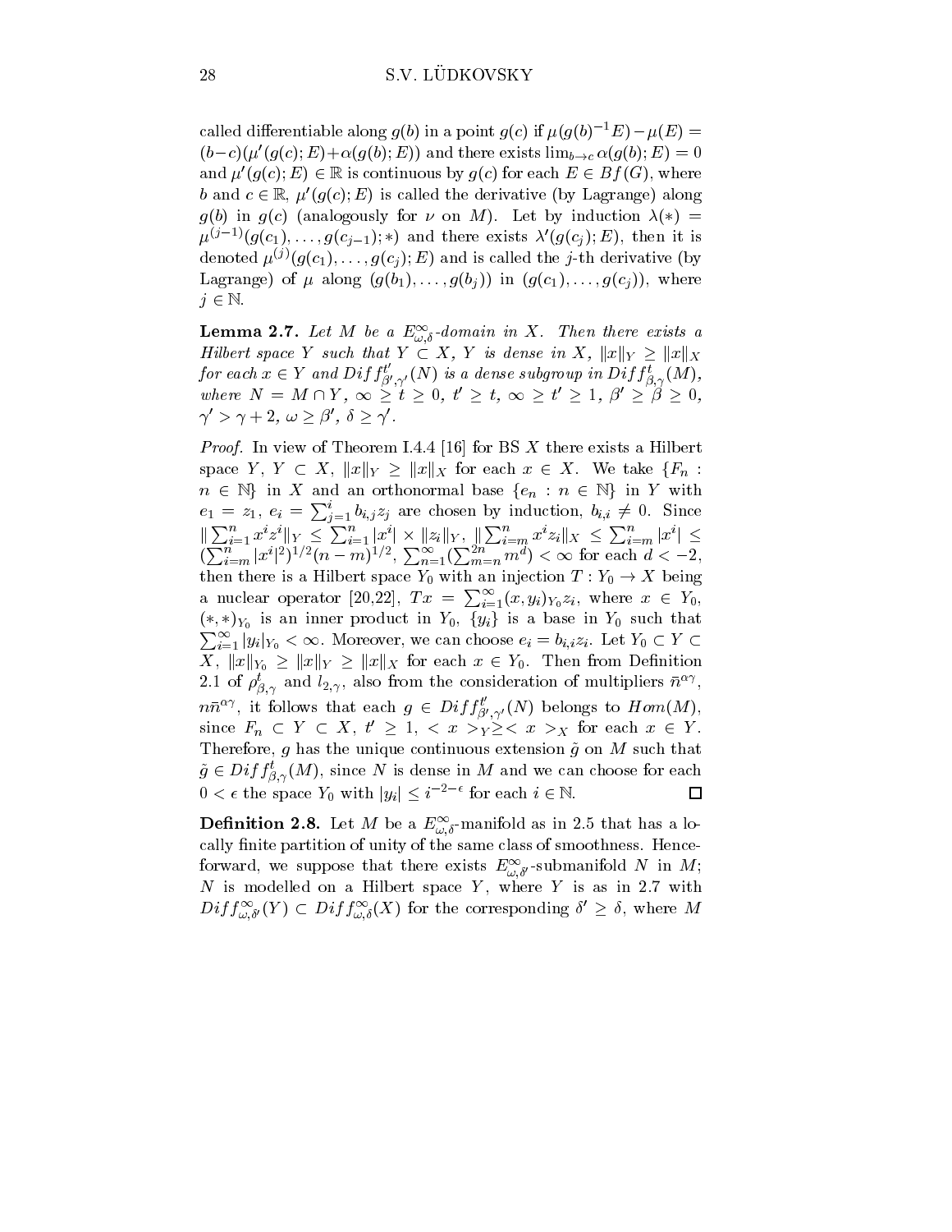called differentiable along $g(b)$ in a point $g(c)$ if $\mu(g(b)^{-1}E) - \mu(E) = (b-c)(\mu'(g(c);E) + \alpha(g(b);E))$ and there exists $\lim_{b\to c} \alpha(g(b);E) = 0$ and $\mu'(g(c);E) \in \mathbb{R}$ is continuous by $g(c)$ for each $E \in Bf(G)$, where $b$ and $c \in \mathbb{R}$, $\mu'(g(c);E)$ is called the derivative (by Lagrange) along $g(b)$ in $g(c)$ (analogously for $\nu$ on $M$). Let by induction $\lambda(*) = \mu^{(j-1)}(g(c_1), \dots, g(c_{j-1}); *)$ and there exists $\lambda'(g(c_j);E)$, then it is denoted $\mu^{(j)}(g(c_1), \dots, g(c_j); E)$ and is called the $j$-th derivative (by Lagrange) of $\mu$ along $(g(b_1), \dots, g(b_j))$ in $(g(c_1), \dots, g(c_j))$, where $j \in \mathbb{N}$.

**Lemma 2.7.** *Let $M$ be a $E^\infty_{\omega,\delta}$-domain in $X$. Then there exists a Hilbert space $Y$ such that $Y \subset X$, $Y$ is dense in $X$, $\|x\|_Y \ge \|x\|_X$ for each $x \in Y$ and $Diff^{t'}_{\beta',\gamma'}(N)$ is a dense subgroup in $Diff^t_{\beta,\gamma}(M)$, where $N = M \cap Y$, $\infty \ge t \ge 0$, $t' \ge t$, $\infty \ge t' \ge 1$, $\beta' \ge \beta \ge 0$, $\gamma' > \gamma + 2$, $\omega \ge \beta'$, $\delta \ge \gamma'$.*

*Proof.* In view of Theorem I.4.4 [16] for BS $X$ there exists a Hilbert space $Y$, $Y \subset X$, $\|x\|_Y \ge \|x\|_X$ for each $x \in X$. We take $\{F_n : n \in \mathbb{N}\}$ in $X$ and an orthonormal base $\{e_n : n \in \mathbb{N}\}$ in $Y$ with $e_1 = z_1$, $e_i = \sum_{j=1}^i b_{i,j} z_j$ are chosen by induction, $b_{i,i} \ne 0$. Since $\|\sum_{i=1}^n x^i z^i\|_Y \le \sum_{i=1}^n |x^i| \times \|z_i\|_Y$, $\|\sum_{i=m}^n x^i z_i\|_X \le \sum_{i=m}^n |x^i| \le (\sum_{i=m}^n |x^i|^2)^{1/2}(n-m)^{1/2}$, $\sum_{n=1}^\infty (\sum_{m=n}^{2n} m^d) < \infty$ for each $d < -2$, then there is a Hilbert space $Y_0$ with an injection $T : Y_0 \to X$ being a nuclear operator [20,22], $Tx = \sum_{i=1}^\infty (x, y_i)_{Y_0} z_i$, where $x \in Y_0$, $(*,*)_{Y_0}$ is an inner product in $Y_0$, $\{y_i\}$ is a base in $Y_0$ such that $\sum_{i=1}^\infty |y_i|_{Y_0} < \infty$. Moreover, we can choose $e_i = b_{i,i} z_i$. Let $Y_0 \subset Y \subset X$, $\|x\|_{Y_0} \ge \|x\|_Y \ge \|x\|_X$ for each $x \in Y_0$. Then from Definition 2.1 of $\rho^t_{\beta,\gamma}$ and $l_{2,\gamma}$, also from the consideration of multipliers $\bar{n}^{\alpha\gamma}$, $n\bar{n}^{\alpha\gamma}$, it follows that each $g \in Diff^{t'}_{\beta',\gamma'}(N)$ belongs to $Hom(M)$, since $F_n \subset Y \subset X$, $t' \ge 1$, $< x >_Y \ge < x >_X$ for each $x \in Y$. Therefore, $g$ has the unique continuous extension $\tilde{g}$ on $M$ such that $\tilde{g} \in Diff^t_{\beta,\gamma}(M)$, since $N$ is dense in $M$ and we can choose for each $0 < \epsilon$ the space $Y_0$ with $|y_i| \le i^{-2-\epsilon}$ for each $i \in \mathbb{N}$. $\square$

**Definition 2.8.** Let $M$ be a $E^\infty_{\omega,\delta}$-manifold as in 2.5 that has a locally finite partition of unity of the same class of smoothness. Henceforward, we suppose that there exists $E^\infty_{\omega,\delta'}$-submanifold $N$ in $M$; $N$ is modelled on a Hilbert space $Y$, where $Y$ is as in 2.7 with $Diff^\infty_{\omega,\delta'}(Y) \subset Diff^\infty_{\omega,\delta}(X)$ for the corresponding $\delta' \ge \delta$, where $M$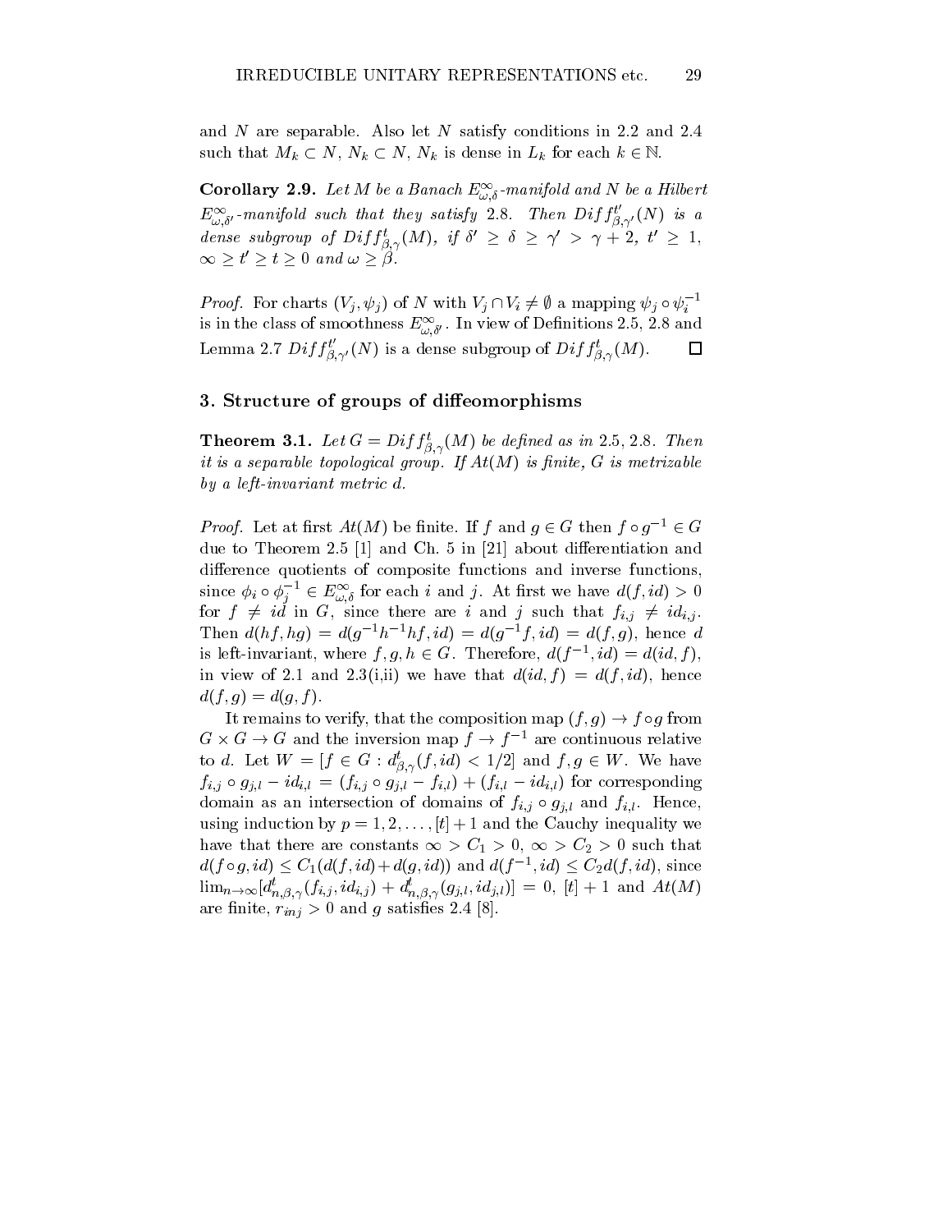and $N$ are separable. Also let $N$ satisfy conditions in 2.2 and 2.4 such that $M_k \subset N$, $N_k \subset N$, $N_k$ is dense in $L_k$ for each $k \in \mathbb{N}$.

**Corollary 2.9.** *Let $M$ be a Banach $E^{\infty}_{\omega,\delta}$-manifold and $N$ be a Hilbert $E^{\infty}_{\omega,\delta'}$-manifold such that they satisfy 2.8. Then $Diff^{t'}_{\beta,\gamma'}(N)$ is a dense subgroup of $Diff^t_{\beta,\gamma}(M)$, if $\delta' \ge \delta \ge \gamma' > \gamma + 2$, $t' \ge 1$, $\infty \ge t' \ge t \ge 0$ and $\omega \ge \beta$.*

*Proof.* For charts $(V_j, \psi_j)$ of $N$ with $V_j \cap V_i \neq \emptyset$ a mapping $\psi_j \circ \psi_i^{-1}$ is in the class of smoothness $E^{\infty}_{\omega,\delta'}$. In view of Definitions 2.5, 2.8 and Lemma 2.7 $Diff^{t'}_{\beta,\gamma'}(N)$ is a dense subgroup of $Diff^t_{\beta,\gamma}(M)$. □

## 3. Structure of groups of diffeomorphisms

**Theorem 3.1.** *Let $G = Diff^t_{\beta,\gamma}(M)$ be defined as in 2.5, 2.8. Then it is a separable topological group. If $At(M)$ is finite, $G$ is metrizable by a left-invariant metric $d$.*

*Proof.* Let at first $At(M)$ be finite. If $f$ and $g \in G$ then $f \circ g^{-1} \in G$ due to Theorem 2.5 [1] and Ch. 5 in [21] about differentiation and difference quotients of composite functions and inverse functions, since $\phi_i \circ \phi_j^{-1} \in E^{\infty}_{\omega,\delta}$ for each $i$ and $j$. At first we have $d(f, id) > 0$ for $f \neq id$ in $G$, since there are $i$ and $j$ such that $f_{i,j} \neq id_{i,j}$. Then $d(hf, hg) = d(g^{-1}h^{-1}hf, id) = d(g^{-1}f, id) = d(f, g)$, hence $d$ is left-invariant, where $f, g, h \in G$. Therefore, $d(f^{-1}, id) = d(id, f)$, in view of 2.1 and 2.3(i,ii) we have that $d(id, f) = d(f, id)$, hence $d(f, g) = d(g, f)$.

It remains to verify, that the composition map $(f, g) \to f \circ g$ from $G \times G \to G$ and the inversion map $f \to f^{-1}$ are continuous relative to $d$. Let $W = [f \in G : d^t_{\beta,\gamma}(f, id) < 1/2]$ and $f, g \in W$. We have $f_{i,j} \circ g_{j,l} - id_{i,l} = (f_{i,j} \circ g_{j,l} - f_{i,l}) + (f_{i,l} - id_{i,l})$ for corresponding domain as an intersection of domains of $f_{i,j} \circ g_{j,l}$ and $f_{i,l}$. Hence, using induction by $p = 1, 2, \dots, [t] + 1$ and the Cauchy inequality we have that there are constants $\infty > C_1 > 0$, $\infty > C_2 > 0$ such that $d(f \circ g, id) \le C_1(d(f, id) + d(g, id))$ and $d(f^{-1}, id) \le C_2 d(f, id)$, since $\lim_{n\to\infty}[d^t_{n,\beta,\gamma}(f_{i,j}, id_{i,j}) + d^t_{n,\beta,\gamma}(g_{j,l}, id_{j,l})] = 0$, $[t] + 1$ and $At(M)$ are finite, $r_{inj} > 0$ and $g$ satisfies 2.4 [8].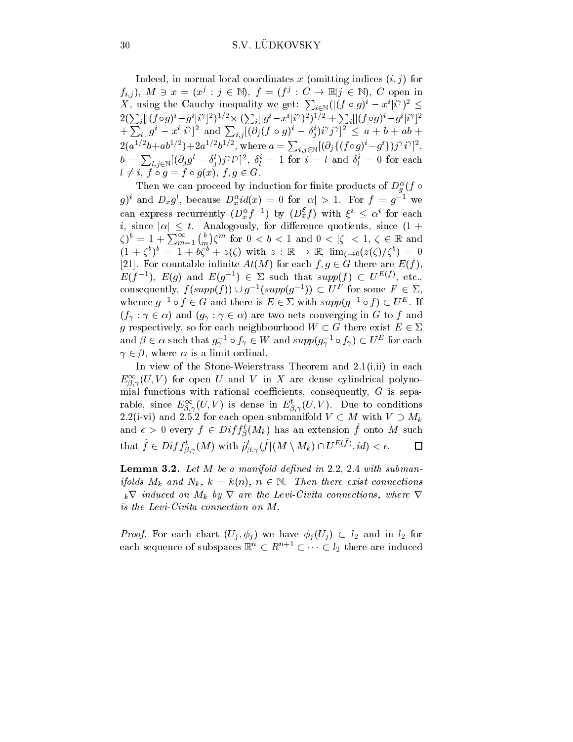Indeed, in normal local coordinates $x$ (omitting indices $(i,j)$ for $f_{i,j}$), $M \ni x = (x^j : j \in \mathbb{N})$, $f = (f^j : C \to \mathbb{R}| j \in \mathbb{N})$, $C$ open in $X$, using the Cauchy inequality we get: $\sum_{i\in \mathbb{N}}(|(f\circ g)^i - x^i|i^\gamma)^2 \le 2(\sum_i [|(f\circ g)^i - g^i|i^\gamma]^2)^{1/2} \times (\sum_i [|g^i - x^i|i^\gamma)^2)^{1/2} + \sum_i [|(f\circ g)^i - g^i|i^\gamma]^2 + \sum_i [|g^i - x^i|i^\gamma]^2$ and $\sum_{i,j}[(\partial_j (f\circ g)^i - \delta^i_j)i^\gamma j^\gamma]^2 \le a + b + ab + 2(a^{1/2}b + ab^{1/2}) + 2a^{1/2}b^{1/2}$, where $a = \sum_{i,j\in \mathbb{N}}[(\partial_j \{(f\circ g)^i - g^i\})j^\gamma i^\gamma]^2$, $b = \sum_{l,j\in\mathbb{N}}[(\partial_j g^l - \delta^l_j)j^\gamma l^\gamma]^2$, $\delta^i_l = 1$ for $i = l$ and $\delta^i_l = 0$ for each $l \ne i$, $f\circ g = f\circ g(x)$, $f, g \in G$.

Then we can proceed by induction for finite products of $D^\alpha_g(f\circ g)^i$ and $D_x g^l$, because $D^\alpha_x id(x) = 0$ for $|\alpha| > 1$. For $f = g^{-1}$ we can express recurrently $(D^\alpha_x f^{-1})$ by $(D^\xi_x f)$ with $\xi^i \le \alpha^i$ for each $i$, since $|\alpha| \le t$. Analogously, for difference quotients, since $(1+\zeta)^b = 1 + \sum_{m=1}^\infty \binom{b}{m}\zeta^m$ for $0 < b < 1$ and $0 < |\zeta| < 1$, $\zeta \in \mathbb{R}$ and $(1+\zeta^b)^b = 1 + b\zeta^b + z(\zeta)$ with $z : \mathbb{R} \to \mathbb{R}$, $\lim_{\zeta\to 0}(z(\zeta)/\zeta^b) = 0$ [21]. For countable infinite $At(M)$ for each $f, g \in G$ there are $E(f)$, $E(f^{-1})$, $E(g)$ and $E(g^{-1}) \in \Sigma$ such that $supp(f) \subset U^{E(f)}$, etc., consequently, $f(supp(f)) \cup g^{-1}(supp(g^{-1})) \subset U^F$ for some $F \in \Sigma$, whence $g^{-1}\circ f \in G$ and there is $E \in \Sigma$ with $supp(g^{-1}\circ f) \subset U^E$. If $(f_\gamma : \gamma \in \alpha)$ and $(g_\gamma : \gamma \in \alpha)$ are two nets converging in $G$ to $f$ and $g$ respectively, so for each neighbourhood $W \subset G$ there exist $E \in \Sigma$ and $\beta \in \alpha$ such that $g^{-1}_\gamma \circ f_\gamma \in W$ and $supp(g^{-1}_\gamma \circ f_\gamma) \subset U^E$ for each $\gamma \in \beta$, where $\alpha$ is a limit ordinal.

In view of the Stone-Weierstrass Theorem and 2.1(i,ii) in each $E^\infty_{\beta,\gamma}(U,V)$ for open $U$ and $V$ in $X$ are dense cylindrical polynomial functions with rational coefficients, consequently, $G$ is separable, since $E^\infty_{\beta,\gamma}(U,V)$ is dense in $E^t_{\beta,\gamma}(U,V)$. Due to conditions 2.2(i-vi) and 2.5.2 for each open submanifold $V \subset M$ with $V \supset M_k$ and $\epsilon > 0$ every $f \in Diff^t_\beta(M_k)$ has an extension $\tilde{f}$ onto $M$ such that $\tilde{f} \in Diff^t_{\beta,\gamma}(M)$ with $\tilde{\rho}^t_{\beta,\gamma}(\tilde{f}|(M\setminus M_k)\cap U^{E(\tilde{f})}, id) < \epsilon$. $\square$

**Lemma 3.2.** *Let $M$ be a manifold defined in 2.2, 2.4 with submanifolds $M_k$ and $N_k$, $k = k(n)$, $n \in \mathbb{N}$. Then there exist connections ${}_k\nabla$ induced on $M_k$ by $\nabla$ are the Levi-Civita connections, where $\nabla$ is the Levi-Civita connection on $M$.*

*Proof.* For each chart $(U_j, \phi_j)$ we have $\phi_j(U_j) \subset l_2$ and in $l_2$ for each sequence of subspaces $\mathbb{R}^n \subset R^{n+1} \subset \cdots \subset l_2$ there are induced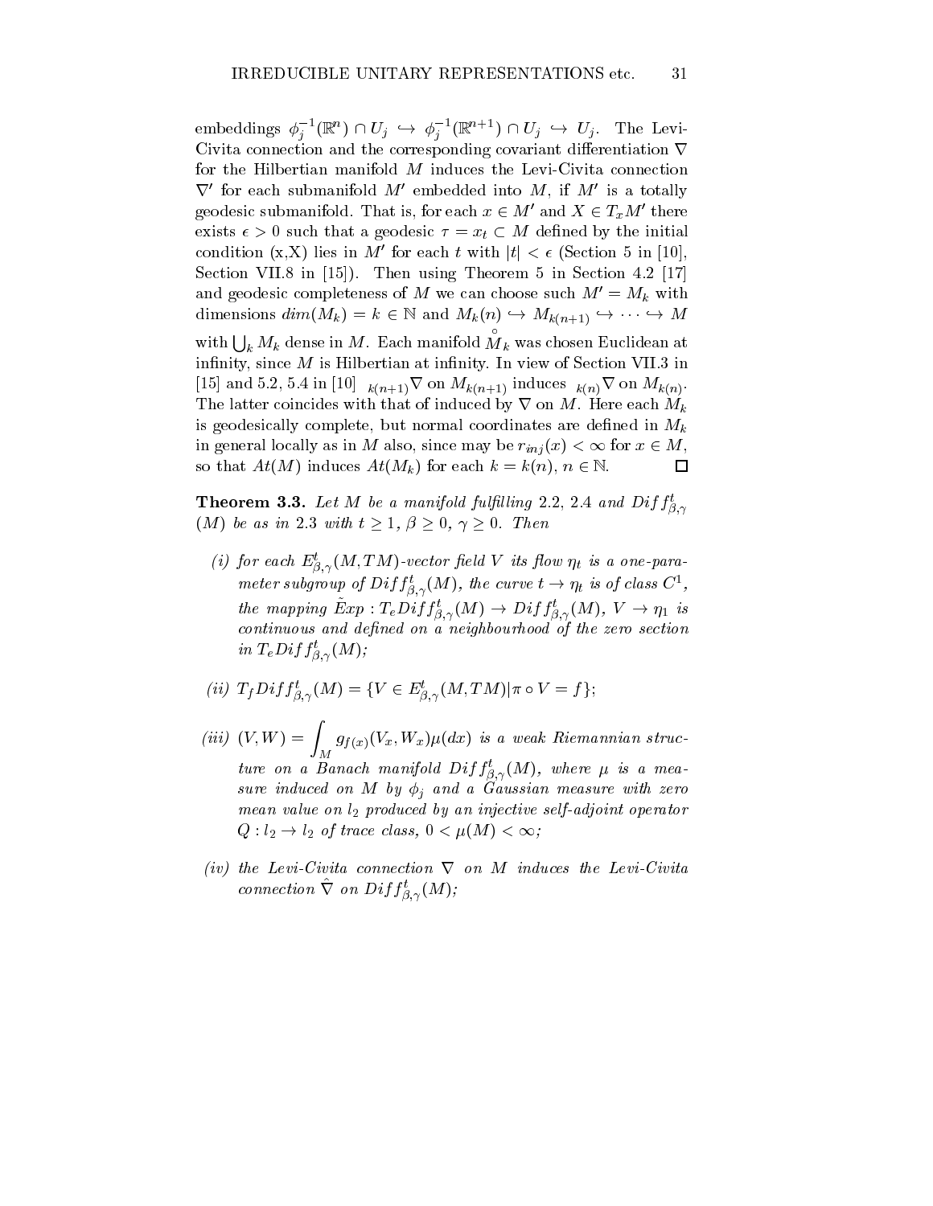embeddings $\phi_j^{-1}(\mathbb{R}^n) \cap U_j \hookrightarrow \phi_j^{-1}(\mathbb{R}^{n+1}) \cap U_j \hookrightarrow U_j$. The Levi-Civita connection and the corresponding covariant differentiation $\nabla$ for the Hilbertian manifold $M$ induces the Levi-Civita connection $\nabla'$ for each submanifold $M'$ embedded into $M$, if $M'$ is a totally geodesic submanifold. That is, for each $x \in M'$ and $X \in T_xM'$ there exists $\epsilon > 0$ such that a geodesic $\tau = x_t \subset M$ defined by the initial condition (x,X) lies in $M'$ for each $t$ with $|t| < \epsilon$ (Section 5 in [10], Section VII.8 in [15]). Then using Theorem 5 in Section 4.2 [17] and geodesic completeness of $M$ we can choose such $M' = M_k$ with dimensions $dim(M_k) = k \in \mathbb{N}$ and $M_k(n) \hookrightarrow M_{k(n+1)} \hookrightarrow \cdots \hookrightarrow M$ with $\bigcup_k M_k$ dense in $M$. Each manifold $\overset{\circ}{M}_k$ was chosen Euclidean at infinity, since $M$ is Hilbertian at infinity. In view of Section VII.3 in [15] and 5.2, 5.4 in [10] ${}_{k(n+1)}\nabla$ on $M_{k(n+1)}$ induces ${}_{k(n)}\nabla$ on $M_{k(n)}$. The latter coincides with that of induced by $\nabla$ on $M$. Here each $M_k$ is geodesically complete, but normal coordinates are defined in $M_k$ in general locally as in $M$ also, since may be $r_{inj}(x) < \infty$ for $x \in M$, so that $At(M)$ induces $At(M_k)$ for each $k = k(n)$, $n \in \mathbb{N}$. $\square$

**Theorem 3.3.** *Let $M$ be a manifold fulfilling 2.2, 2.4 and $Diff^t_{\beta,\gamma}(M)$ be as in 2.3 with $t \geq 1$, $\beta \geq 0$, $\gamma \geq 0$. Then*

*(i) for each $E^t_{\beta,\gamma}(M,TM)$-vector field $V$ its flow $\eta_t$ is a one-parameter subgroup of $Diff^t_{\beta,\gamma}(M)$, the curve $t \to \eta_t$ is of class $C^1$, the mapping $\tilde{E}xp : T_e Diff^t_{\beta,\gamma}(M) \to Diff^t_{\beta,\gamma}(M)$, $V \to \eta_1$ is continuous and defined on a neighbourhood of the zero section in $T_e Diff^t_{\beta,\gamma}(M)$;*

*(ii) $T_f Diff^t_{\beta,\gamma}(M) = \{V \in E^t_{\beta,\gamma}(M,TM) | \pi \circ V = f\}$;*

*(iii) $(V,W) = \int_M g_{f(x)}(V_x, W_x)\mu(dx)$ is a weak Riemannian structure on a Banach manifold $Diff^t_{\beta,\gamma}(M)$, where $\mu$ is a measure induced on $M$ by $\phi_j$ and a Gaussian measure with zero mean value on $l_2$ produced by an injective self-adjoint operator $Q : l_2 \to l_2$ of trace class, $0 < \mu(M) < \infty$;*

*(iv) the Levi-Civita connection $\nabla$ on $M$ induces the Levi-Civita connection $\tilde{\nabla}$ on $Diff^t_{\beta,\gamma}(M)$;*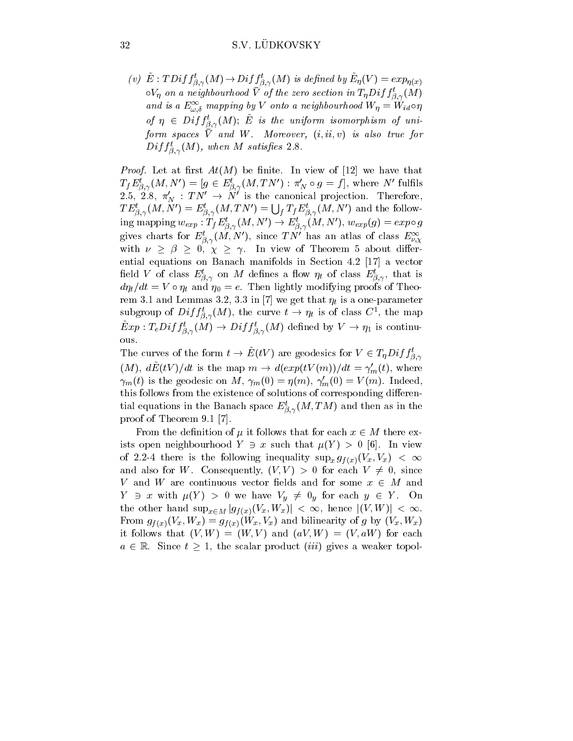*(v)* $\tilde{E} : TDiff^t_{\beta,\gamma}(M) \to Diff^t_{\beta,\gamma}(M)$ *is defined by* $\tilde{E}_\eta(V) = exp_{\eta(x)} \circ V_\eta$ *on a neighbourhood* $\tilde{V}$ *of the zero section in* $T_\eta Diff^t_{\beta,\gamma}(M)$ *and is a* $E^\infty_{\omega,\delta}$ *mapping by* $V$ *onto a neighbourhood* $W_\eta = W_{id} \circ \eta$ *of* $\eta \in Diff^t_{\beta,\gamma}(M)$; $\tilde{E}$ *is the uniform isomorphism of uniform spaces* $\tilde{V}$ *and* $W$. *Moreover,* $(i, ii, v)$ *is also true for* $Diff^t_{\beta,\gamma}(M)$, *when* $M$ *satisfies* 2.8.

*Proof.* Let at first $At(M)$ be finite. In view of [12] we have that $T_f E^t_{\beta,\gamma}(M, N') = [g \in E^t_{\beta,\gamma}(M, TN') : \pi'_N \circ g = f]$, where $N'$ fulfils 2.5, 2.8, $\pi'_N : TN' \to N'$ is the canonical projection. Therefore, $TE^t_{\beta,\gamma}(M, N') = E^t_{\beta,\gamma}(M, TN') = \bigcup_f T_f E^t_{\beta,\gamma}(M, N')$ and the following mapping $w_{exp} : T_f E^t_{\beta,\gamma}(M, N') \to E^t_{\beta,\gamma}(M, N')$, $w_{exp}(g) = exp \circ g$ gives charts for $E^t_{\beta,\gamma}(M, N')$, since $TN'$ has an atlas of class $E^\infty_{\nu,\chi}$ with $\nu \ge \beta \ge 0$, $\chi \ge \gamma$. In view of Theorem 5 about differential equations on Banach manifolds in Section 4.2 [17] a vector field $V$ of class $E^t_{\beta,\gamma}$ on $M$ defines a flow $\eta_t$ of class $E^t_{\beta,\gamma}$, that is $d\eta_t/dt = V \circ \eta_t$ and $\eta_0 = e$. Then lightly modifying proofs of Theorem 3.1 and Lemmas 3.2, 3.3 in [7] we get that $\eta_t$ is a one-parameter subgroup of $Diff^t_{\beta,\gamma}(M)$, the curve $t \to \eta_t$ is of class $C^1$, the map $\tilde{E}xp : T_e Diff^t_{\beta,\gamma}(M) \to Diff^t_{\beta,\gamma}(M)$ defined by $V \to \eta_1$ is continuous.

The curves of the form $t \to \tilde{E}(tV)$ are geodesics for $V \in T_\eta Diff^t_{\beta,\gamma}(M)$, $d\tilde{E}(tV)/dt$ is the map $m \to d(exp(tV(m))/dt = \gamma'_m(t)$, where $\gamma_m(t)$ is the geodesic on $M$, $\gamma_m(0) = \eta(m)$, $\gamma'_m(0) = V(m)$. Indeed, this follows from the existence of solutions of corresponding differential equations in the Banach space $E^t_{\beta,\gamma}(M, TM)$ and then as in the proof of Theorem 9.1 [7].

From the definition of $\mu$ it follows that for each $x \in M$ there exists open neighbourhood $Y \ni x$ such that $\mu(Y) > 0$ [6]. In view of 2.2-4 there is the following inequality $\sup_x g_{f(x)}(V_x, V_x) < \infty$ and also for $W$. Consequently, $(V, V) > 0$ for each $V \ne 0$, since $V$ and $W$ are continuous vector fields and for some $x \in M$ and $Y \ni x$ with $\mu(Y) > 0$ we have $V_y \ne 0_y$ for each $y \in Y$. On the other hand $\sup_{x \in M} |g_{f(x)}(V_x, W_x)| < \infty$, hence $|(V, W)| < \infty$. From $g_{f(x)}(V_x, W_x) = g_{f(x)}(W_x, V_x)$ and bilinearity of $g$ by $(V_x, W_x)$ it follows that $(V, W) = (W, V)$ and $(aV, W) = (V, aW)$ for each $a \in \mathbb{R}$. Since $t \ge 1$, the scalar product $(iii)$ gives a weaker topol-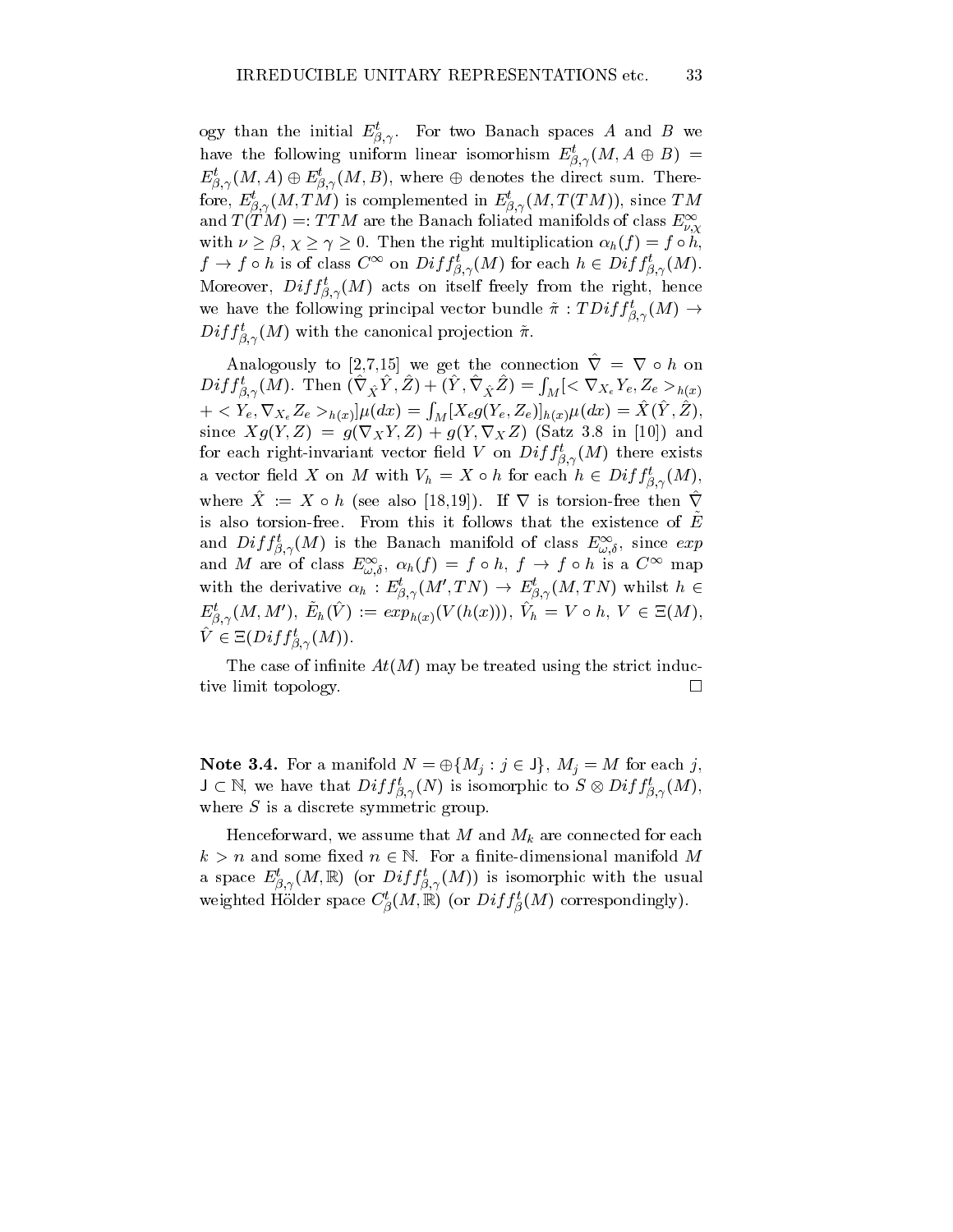ogy than the initial $E^t_{\beta,\gamma}$. For two Banach spaces $A$ and $B$ we have the following uniform linear isomorhism $E^t_{\beta,\gamma}(M, A \oplus B) = E^t_{\beta,\gamma}(M,A) \oplus E^t_{\beta,\gamma}(M,B)$, where $\oplus$ denotes the direct sum. Therefore, $E^t_{\beta,\gamma}(M,TM)$ is complemented in $E^t_{\beta,\gamma}(M,T(TM))$, since $TM$ and $T(TM) =: TTM$ are the Banach foliated manifolds of class $E^\infty_{\nu,\chi}$ with $\nu \ge \beta$, $\chi \ge \gamma \ge 0$. Then the right multiplication $\alpha_h(f) = f \circ h$, $f \to f \circ h$ is of class $C^\infty$ on $Diff^t_{\beta,\gamma}(M)$ for each $h \in Diff^t_{\beta,\gamma}(M)$. Moreover, $Diff^t_{\beta,\gamma}(M)$ acts on itself freely from the right, hence we have the following principal vector bundle $\tilde{\pi} : TDiff^t_{\beta,\gamma}(M) \to Diff^t_{\beta,\gamma}(M)$ with the canonical projection $\tilde{\pi}$.

Analogously to [2,7,15] we get the connection $\hat{\nabla} = \nabla \circ h$ on $Diff^t_{\beta,\gamma}(M)$. Then $(\hat{\nabla}_{\hat{X}}\hat{Y}, \hat{Z}) + (\hat{Y}, \hat{\nabla}_{\hat{X}}\hat{Z}) = \int_M [< \nabla_{X_e} Y_e, Z_e >_{h(x)} + < Y_e, \nabla_{X_e} Z_e >_{h(x)}]\mu(dx) = \int_M [X_e g(Y_e, Z_e)]_{h(x)}\mu(dx) = \hat{X}(\hat{Y}, \hat{Z})$, since $Xg(Y,Z) = g(\nabla_X Y, Z) + g(Y, \nabla_X Z)$ (Satz 3.8 in [10]) and for each right-invariant vector field $V$ on $Diff^t_{\beta,\gamma}(M)$ there exists a vector field $X$ on $M$ with $V_h = X \circ h$ for each $h \in Diff^t_{\beta,\gamma}(M)$, where $\hat{X} := X \circ h$ (see also [18,19]). If $\nabla$ is torsion-free then $\hat{\nabla}$ is also torsion-free. From this it follows that the existence of $\tilde{E}$ and $Diff^t_{\beta,\gamma}(M)$ is the Banach manifold of class $E^\infty_{\omega,\delta}$, since *exp* and $M$ are of class $E^\infty_{\omega,\delta}$, $\alpha_h(f) = f \circ h$, $f \to f \circ h$ is a $C^\infty$ map with the derivative $\alpha_h : E^t_{\beta,\gamma}(M', TN) \to E^t_{\beta,\gamma}(M, TN)$ whilst $h \in E^t_{\beta,\gamma}(M, M')$, $\tilde{E}_h(\hat{V}) := exp_{h(x)}(V(h(x)))$, $\hat{V}_h = V \circ h$, $V \in \Xi(M)$, $\hat{V} \in \Xi(Diff^t_{\beta,\gamma}(M))$.

The case of infinite $At(M)$ may be treated using the strict inductive limit topology. $\square$

**Note 3.4.** For a manifold $N = \oplus\{M_j : j \in \mathsf{J}\}$, $M_j = M$ for each $j$, $\mathsf{J} \subset \mathbb{N}$, we have that $Diff^t_{\beta,\gamma}(N)$ is isomorphic to $S \otimes Diff^t_{\beta,\gamma}(M)$, where $S$ is a discrete symmetric group.

Henceforward, we assume that $M$ and $M_k$ are connected for each $k > n$ and some fixed $n \in \mathbb{N}$. For a finite-dimensional manifold $M$ a space $E^t_{\beta,\gamma}(M,\mathbb{R})$ (or $Diff^t_{\beta,\gamma}(M)$) is isomorphic with the usual weighted Hölder space $C^t_\beta(M,\mathbb{R})$ (or $Diff^t_\beta(M)$ correspondingly).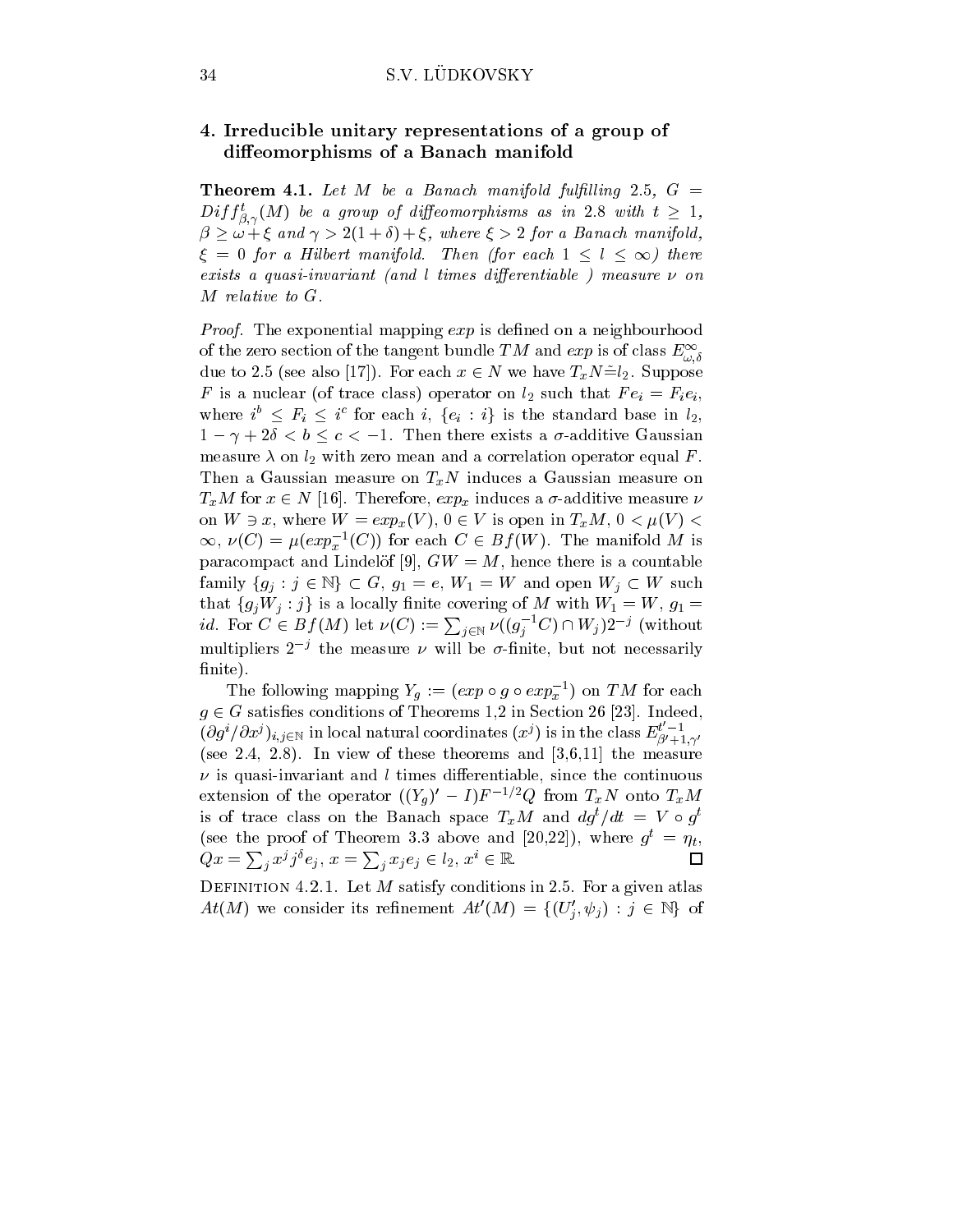## 4. Irreducible unitary representations of a group of diffeomorphisms of a Banach manifold

**Theorem 4.1.** *Let $M$ be a Banach manifold fulfilling 2.5, $G = Diff^t_{\beta,\gamma}(M)$ be a group of diffeomorphisms as in 2.8 with $t \ge 1$, $\beta \ge \omega + \xi$ and $\gamma > 2(1+\delta) + \xi$, where $\xi > 2$ for a Banach manifold, $\xi = 0$ for a Hilbert manifold. Then (for each $1 \le l \le \infty$) there exists a quasi-invariant (and $l$ times differentiable ) measure $\nu$ on $M$ relative to $G$.*

*Proof.* The exponential mapping $exp$ is defined on a neighbourhood of the zero section of the tangent bundle $TM$ and $exp$ is of class $E^\infty_{\omega,\delta}$ due to 2.5 (see also [17]). For each $x \in N$ we have $T_xN \tilde{=} l_2$. Suppose $F$ is a nuclear (of trace class) operator on $l_2$ such that $Fe_i = F_ie_i$, where $i^b \le F_i \le i^c$ for each $i$, $\{e_i : i\}$ is the standard base in $l_2$, $1 - \gamma + 2\delta < b \le c < -1$. Then there exists a $\sigma$-additive Gaussian measure $\lambda$ on $l_2$ with zero mean and a correlation operator equal $F$. Then a Gaussian measure on $T_xN$ induces a Gaussian measure on $T_xM$ for $x \in N$ [16]. Therefore, $exp_x$ induces a $\sigma$-additive measure $\nu$ on $W \ni x$, where $W = exp_x(V)$, $0 \in V$ is open in $T_xM$, $0 < \mu(V) < \infty$, $\nu(C) = \mu(exp^{-1}_x(C))$ for each $C \in Bf(W)$. The manifold $M$ is paracompact and Lindelöf [9], $GW = M$, hence there is a countable family $\{g_j : j \in \mathbb{N}\} \subset G$, $g_1 = e$, $W_1 = W$ and open $W_j \subset W$ such that $\{g_jW_j : j\}$ is a locally finite covering of $M$ with $W_1 = W$, $g_1 = id$. For $C \in Bf(M)$ let $\nu(C) := \sum_{j\in\mathbb{N}} \nu((g^{-1}_j C) \cap W_j)2^{-j}$ (without multipliers $2^{-j}$ the measure $\nu$ will be $\sigma$-finite, but not necessarily finite).

The following mapping $Y_g := (exp \circ g \circ exp^{-1}_x)$ on $TM$ for each $g \in G$ satisfies conditions of Theorems 1,2 in Section 26 [23]. Indeed, $(\partial g^i/\partial x^j)_{i,j\in\mathbb{N}}$ in local natural coordinates $(x^j)$ is in the class $E^{t'-1}_{\beta'+1,\gamma'}$ (see 2.4, 2.8). In view of these theorems and [3,6,11] the measure $\nu$ is quasi-invariant and $l$ times differentiable, since the continuous extension of the operator $((Y_g)' - I)F^{-1/2}Q$ from $T_xN$ onto $T_xM$ is of trace class on the Banach space $T_xM$ and $dg^t/dt = V \circ g^t$ (see the proof of Theorem 3.3 above and [20,22]), where $g^t = \eta_t$, $Qx = \sum_j x^j j^\delta e_j$, $x = \sum_j x_je_j \in l_2$, $x^i \in \mathbb{R}$. $\square$

DEFINITION 4.2.1. Let $M$ satisfy conditions in 2.5. For a given atlas $At(M)$ we consider its refinement $At'(M) = \{(U'_j, \psi_j) : j \in \mathbb{N}\}$ of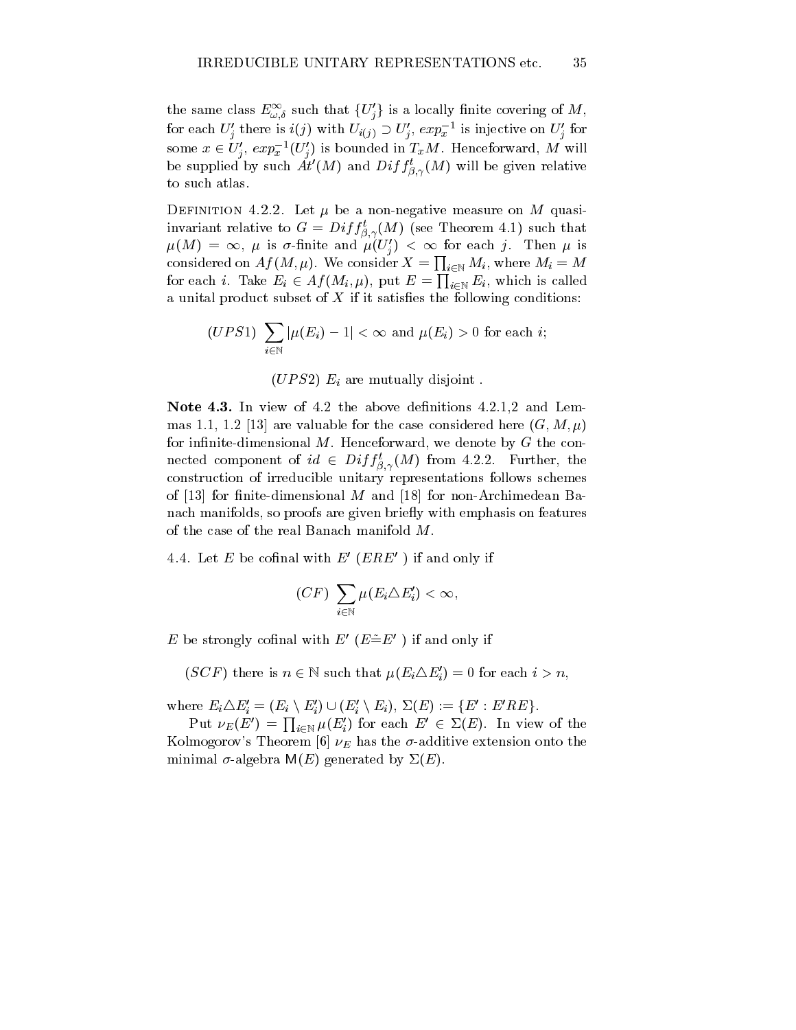the same class $E^{\infty}_{\omega,\delta}$ such that $\{U'_j\}$ is a locally finite covering of $M$, for each $U'_j$ there is $i(j)$ with $U_{i(j)} \supset U'_j$, $exp_x^{-1}$ is injective on $U'_j$ for some $x \in U'_j$, $exp_x^{-1}(U'_j)$ is bounded in $T_xM$. Henceforward, $M$ will be supplied by such $At'(M)$ and $Diff^t_{\beta,\gamma}(M)$ will be given relative to such atlas.

DEFINITION 4.2.2. Let $\mu$ be a non-negative measure on $M$ quasi-invariant relative to $G = Diff^t_{\beta,\gamma}(M)$ (see Theorem 4.1) such that $\mu(M) = \infty$, $\mu$ is $\sigma$-finite and $\mu(U'_j) < \infty$ for each $j$. Then $\mu$ is considered on $Af(M,\mu)$. We consider $X = \prod_{i\in\mathbf{N}} M_i$, where $M_i = M$ for each $i$. Take $E_i \in Af(M_i,\mu)$, put $E = \prod_{i\in\mathbf{N}} E_i$, which is called a unital product subset of $X$ if it satisfies the following conditions:

$$(UPS1)\ \sum_{i\in\mathbf{N}} |\mu(E_i) - 1| < \infty \text{ and } \mu(E_i) > 0 \text{ for each } i;$$

$$(UPS2)\ E_i \text{ are mutually disjoint .}$$

**Note 4.3.** In view of 4.2 the above definitions 4.2.1,2 and Lemmas 1.1, 1.2 [13] are valuable for the case considered here $(G, M, \mu)$ for infinite-dimensional $M$. Henceforward, we denote by $G$ the connected component of $id \in Diff^t_{\beta,\gamma}(M)$ from 4.2.2. Further, the construction of irreducible unitary representations follows schemes of [13] for finite-dimensional $M$ and [18] for non-Archimedean Banach manifolds, so proofs are given briefly with emphasis on features of the case of the real Banach manifold $M$.

4.4. Let $E$ be cofinal with $E'$ ($ERE'$ ) if and only if

$$(CF)\ \sum_{i\in\mathbf{N}} \mu(E_i \triangle E'_i) < \infty,$$

$E$ be strongly cofinal with $E'$ ($E \tilde{=} E'$ ) if and only if

$$(SCF) \text{ there is } n \in \mathbf{N} \text{ such that } \mu(E_i \triangle E'_i) = 0 \text{ for each } i > n,$$

where $E_i \triangle E'_i = (E_i \setminus E'_i) \cup (E'_i \setminus E_i)$, $\Sigma(E) := \{E' : E'RE\}$.

Put $\nu_E(E') = \prod_{i\in\mathbf{N}} \mu(E'_i)$ for each $E' \in \Sigma(E)$. In view of the Kolmogorov's Theorem [6] $\nu_E$ has the $\sigma$-additive extension onto the minimal $\sigma$-algebra $\mathsf{M}(E)$ generated by $\Sigma(E)$.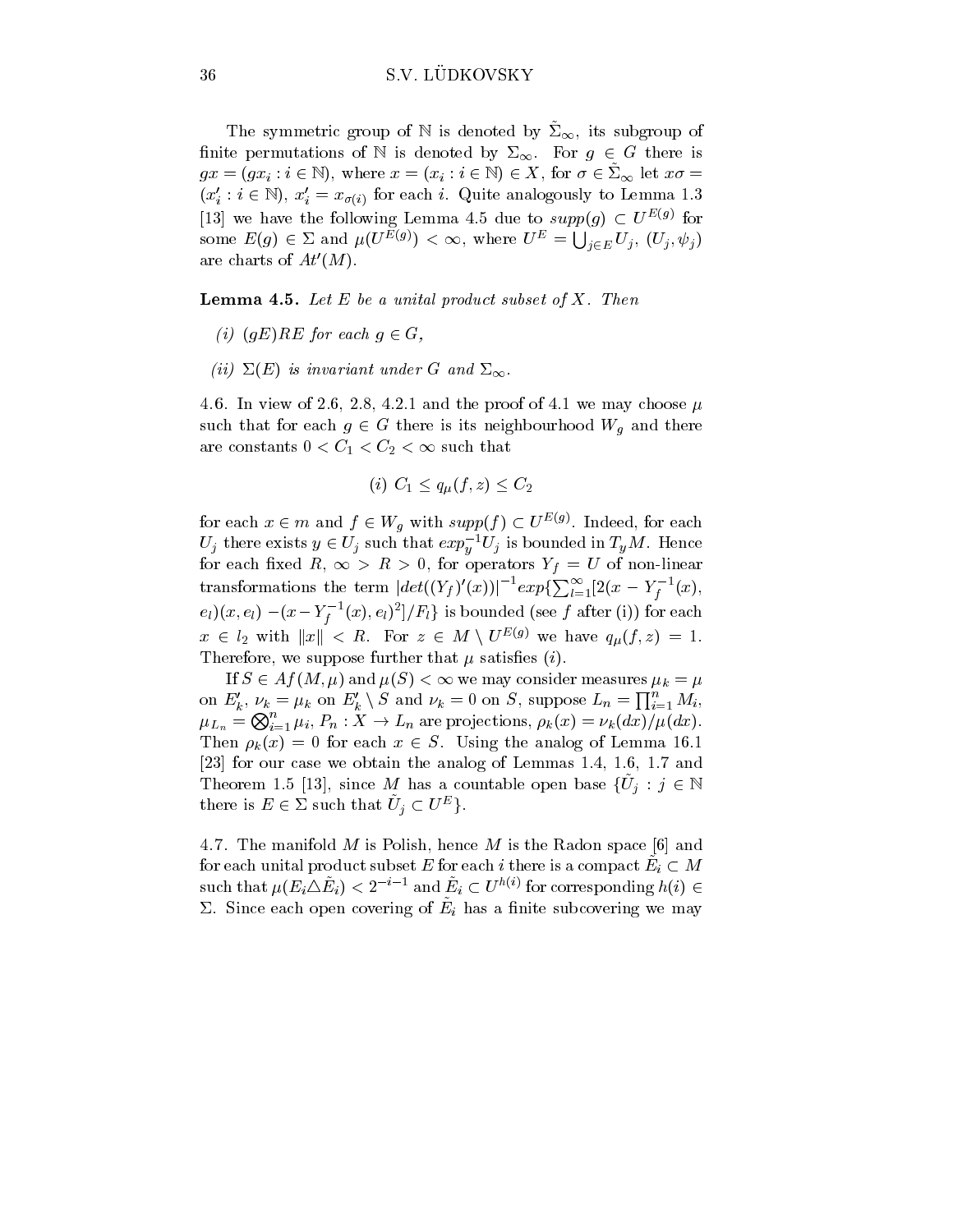The symmetric group of $\mathbb{N}$ is denoted by $\tilde{\Sigma}_\infty$, its subgroup of finite permutations of $\mathbb{N}$ is denoted by $\Sigma_\infty$. For $g \in G$ there is $gx = (gx_i : i \in \mathbb{N})$, where $x = (x_i : i \in \mathbb{N}) \in X$, for $\sigma \in \tilde{\Sigma}_\infty$ let $x\sigma = (x'_i : i \in \mathbb{N})$, $x'_i = x_{\sigma(i)}$ for each $i$. Quite analogously to Lemma 1.3 [13] we have the following Lemma 4.5 due to $supp(g) \subset U^{E(g)}$ for some $E(g) \in \Sigma$ and $\mu(U^{E(g)}) < \infty$, where $U^E = \bigcup_{j \in E} U_j$, $(U_j, \psi_j)$ are charts of $At'(M)$.

**Lemma 4.5.** *Let $E$ be a unital product subset of $X$. Then*

*(i) $(gE)RE$ for each $g \in G$,*

*(ii) $\Sigma(E)$ is invariant under $G$ and $\Sigma_\infty$.*

4.6. In view of 2.6, 2.8, 4.2.1 and the proof of 4.1 we may choose $\mu$ such that for each $g \in G$ there is its neighbourhood $W_g$ and there are constants $0 < C_1 < C_2 < \infty$ such that

$$(i)\ C_1 \leq q_\mu(f, z) \leq C_2$$

for each $x \in m$ and $f \in W_g$ with $supp(f) \subset U^{E(g)}$. Indeed, for each $U_j$ there exists $y \in U_j$ such that $exp_y^{-1} U_j$ is bounded in $T_y M$. Hence for each fixed $R$, $\infty > R > 0$, for operators $Y_f = U$ of non-linear transformations the term $|det((Y_f)'(x))|^{-1} exp\{\sum_{l=1}^\infty [2(x - Y_f^{-1}(x), e_l)(x, e_l) - (x - Y_f^{-1}(x), e_l)^2]/F_l\}$ is bounded (see $f$ after (i)) for each $x \in l_2$ with $\|x\| < R$. For $z \in M \setminus U^{E(g)}$ we have $q_\mu(f, z) = 1$. Therefore, we suppose further that $\mu$ satisfies $(i)$.

If $S \in Af(M, \mu)$ and $\mu(S) < \infty$ we may consider measures $\mu_k = \mu$ on $E'_k$, $\nu_k = \mu_k$ on $E'_k \setminus S$ and $\nu_k = 0$ on $S$, suppose $L_n = \prod_{i=1}^n M_i$, $\mu_{L_n} = \bigotimes_{i=1}^n \mu_i$, $P_n : X \to L_n$ are projections, $\rho_k(x) = \nu_k(dx)/\mu(dx)$. Then $\rho_k(x) = 0$ for each $x \in S$. Using the analog of Lemma 16.1 [23] for our case we obtain the analog of Lemmas 1.4, 1.6, 1.7 and Theorem 1.5 [13], since $M$ has a countable open base $\{\tilde{U}_j : j \in \mathbb{N}$ there is $E \in \Sigma$ such that $\tilde{U}_j \subset U^E\}$.

4.7. The manifold $M$ is Polish, hence $M$ is the Radon space [6] and for each unital product subset $E$ for each $i$ there is a compact $\tilde{E}_i \subset M$ such that $\mu(E_i \triangle \tilde{E}_i) < 2^{-i-1}$ and $\tilde{E}_i \subset U^{h(i)}$ for corresponding $h(i) \in \Sigma$. Since each open covering of $\tilde{E}_i$ has a finite subcovering we may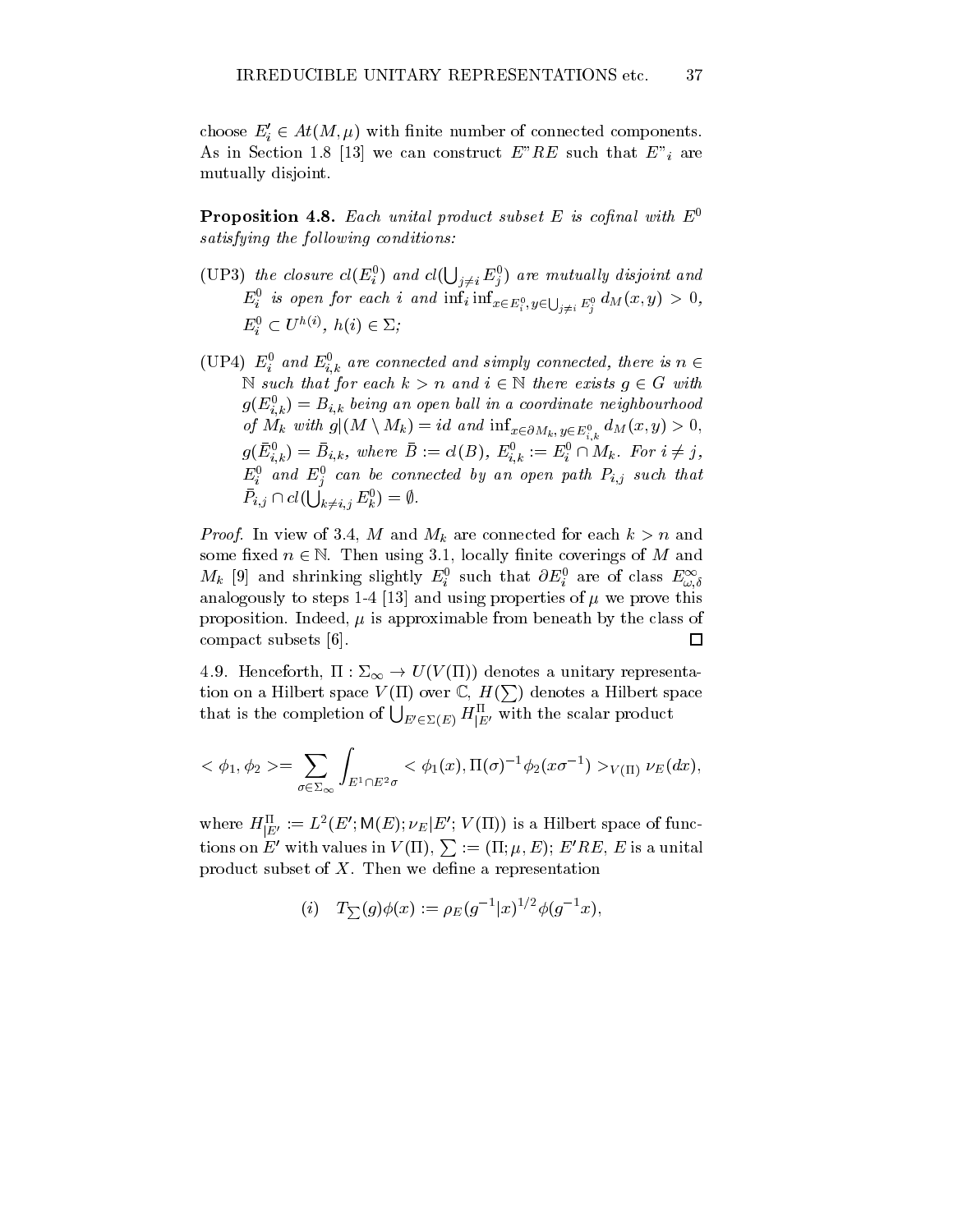choose $E'_i \in At(M,\mu)$ with finite number of connected components. As in Section 1.8 [13] we can construct $E"RE$ such that $E"_i$ are mutually disjoint.

**Proposition 4.8.** *Each unital product subset $E$ is cofinal with $E^0$ satisfying the following conditions:*

(UP3) *the closure $cl(E^0_i)$ and $cl(\bigcup_{j\ne i} E^0_j)$ are mutually disjoint and $E^0_i$ is open for each $i$ and $\inf_i \inf_{x\in E^0_i, y\in \bigcup_{j\ne i} E^0_j} d_M(x,y) > 0$, $E^0_i \subset U^{h(i)}$, $h(i) \in \Sigma$;*

(UP4) *$E^0_i$ and $E^0_{i,k}$ are connected and simply connected, there is $n \in \mathbb{N}$ such that for each $k > n$ and $i \in \mathbb{N}$ there exists $g \in G$ with $g(E^0_{i,k}) = B_{i,k}$ being an open ball in a coordinate neighbourhood of $M_k$ with $g|(M\setminus M_k) = id$ and $\inf_{x\in \partial M_k, y\in E^0_{i,k}} d_M(x,y) > 0$, $g(\bar{E}^0_{i,k}) = \bar{B}_{i,k}$, where $\bar{B} := cl(B)$, $E^0_{i,k} := E^0_i \cap M_k$. For $i \ne j$, $E^0_i$ and $E^0_j$ can be connected by an open path $P_{i,j}$ such that $\bar{P}_{i,j} \cap cl(\bigcup_{k\ne i,j} E^0_k) = \emptyset$.*

*Proof.* In view of 3.4, $M$ and $M_k$ are connected for each $k > n$ and some fixed $n \in \mathbb{N}$. Then using 3.1, locally finite coverings of $M$ and $M_k$ [9] and shrinking slightly $E^0_i$ such that $\partial E^0_i$ are of class $E^\infty_{\omega,\delta}$ analogously to steps 1-4 [13] and using properties of $\mu$ we prove this proposition. Indeed, $\mu$ is approximable from beneath by the class of compact subsets [6]. $\square$

4.9. Henceforth, $\Pi : \Sigma_\infty \to U(V(\Pi))$ denotes a unitary representation on a Hilbert space $V(\Pi)$ over $\mathbb{C}$, $H(\sum)$ denotes a Hilbert space that is the completion of $\bigcup_{E'\in\Sigma(E)} H^\Pi_{|E'}$ with the scalar product

$$<\phi_1,\phi_2> = \sum_{\sigma\in\Sigma_\infty} \int_{E^1\cap E^2\sigma} <\phi_1(x), \Pi(\sigma)^{-1}\phi_2(x\sigma^{-1})>_{V(\Pi)} \nu_E(dx),$$

where $H^\Pi_{|E'} := L^2(E'; \mathsf{M}(E); \nu_E|E'; V(\Pi))$ is a Hilbert space of functions on $E'$ with values in $V(\Pi)$, $\sum := (\Pi;\mu,E)$; $E'RE$, $E$ is a unital product subset of $X$. Then we define a representation

$$(i) \quad T_{\sum}(g)\phi(x) := \rho_E(g^{-1}|x)^{1/2}\phi(g^{-1}x),$$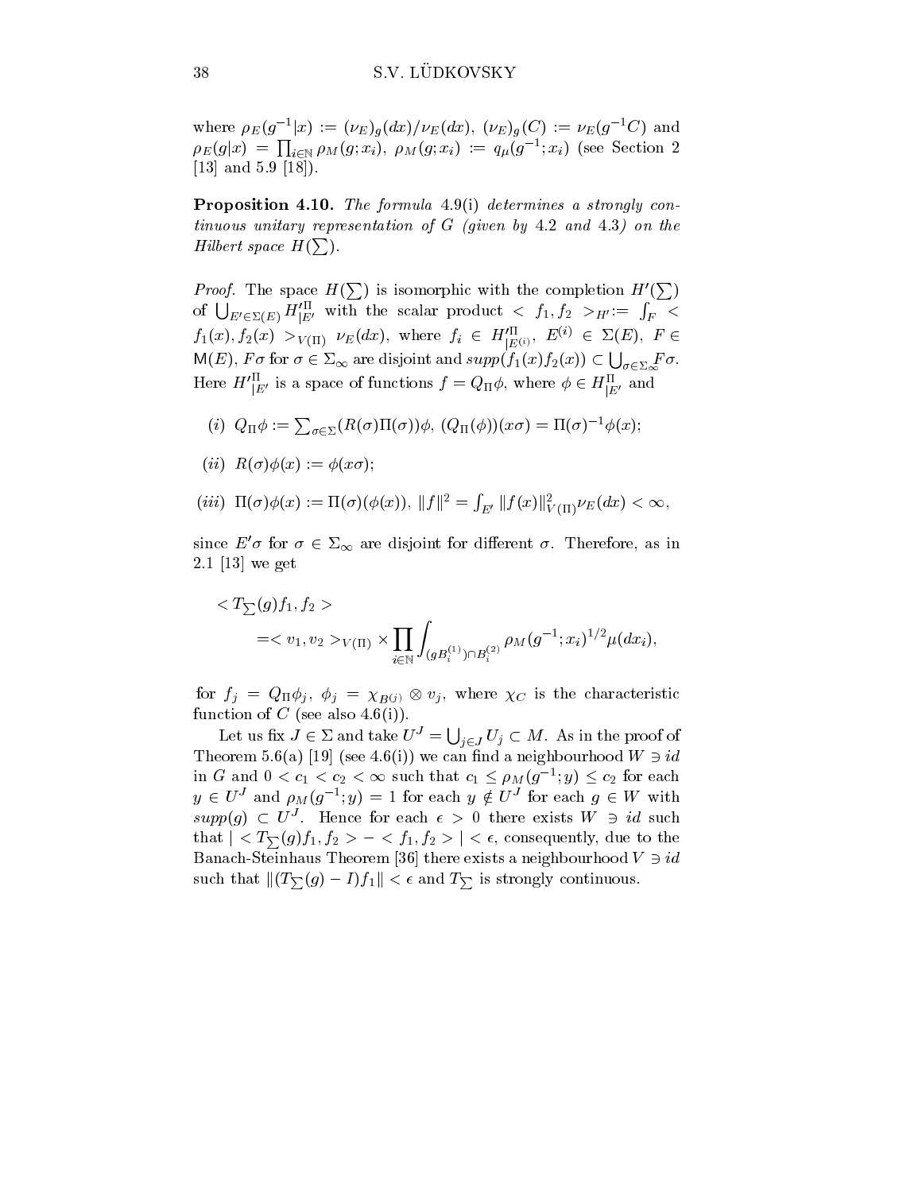where $\rho_E(g^{-1}|x) := (\nu_E)_g(dx)/\nu_E(dx)$, $(\nu_E)_g(C) := \nu_E(g^{-1}C)$ and $\rho_E(g|x) = \prod_{i\in\mathbf{N}} \rho_M(g;x_i)$, $\rho_M(g;x_i) := q_\mu(g^{-1};x_i)$ (see Section 2 [13] and 5.9 [18]).

**Proposition 4.10.** *The formula 4.9(i) determines a strongly continuous unitary representation of $G$ (given by 4.2 and 4.3) on the Hilbert space $H(\sum)$.*

*Proof.* The space $H(\sum)$ is isomorphic with the completion $H'(\sum)$ of $\bigcup_{E'\in\Sigma(E)} H'^{\Pi}_{|E'}$ with the scalar product $< f_1, f_2 >_{H'} := \int_F < f_1(x), f_2(x) >_{V(\Pi)} \nu_E(dx)$, where $f_i \in H'^{\Pi}_{|E^{(i)}}$, $E^{(i)} \in \Sigma(E)$, $F \in \mathsf{M}(E)$, $F\sigma$ for $\sigma \in \Sigma_\infty$ are disjoint and $supp(f_1(x)f_2(x)) \subset \bigcup_{\sigma\in\Sigma_\infty} F\sigma$. Here $H'^{\Pi}_{|E'}$ is a space of functions $f = Q_\Pi\phi$, where $\phi \in H^{\Pi}_{|E'}$ and

(i) $Q_\Pi\phi := \sum_{\sigma\in\Sigma}(R(\sigma)\Pi(\sigma))\phi$, $(Q_\Pi(\phi))(x\sigma) = \Pi(\sigma)^{-1}\phi(x)$;

(ii) $R(\sigma)\phi(x) := \phi(x\sigma)$;

(iii) $\Pi(\sigma)\phi(x) := \Pi(\sigma)(\phi(x))$, $\|f\|^2 = \int_{E'} \|f(x)\|^2_{V(\Pi)}\nu_E(dx) < \infty$,

since $E'\sigma$ for $\sigma \in \Sigma_\infty$ are disjoint for different $\sigma$. Therefore, as in 2.1 [13] we get

$$< T_{\sum}(g)f_1, f_2 > \\ = < v_1, v_2 >_{V(\Pi)} \times \prod_{i\in\mathbf{N}} \int_{(gB_i^{(1)})\cap B_i^{(2)}} \rho_M(g^{-1};x_i)^{1/2}\mu(dx_i),$$

for $f_j = Q_\Pi\phi_j$, $\phi_j = \chi_{B^{(j)}} \otimes v_j$, where $\chi_C$ is the characteristic function of $C$ (see also 4.6(i)).

Let us fix $J \in \Sigma$ and take $U^J = \bigcup_{j\in J} U_j \subset M$. As in the proof of Theorem 5.6(a) [19] (see 4.6(i)) we can find a neighbourhood $W \ni id$ in $G$ and $0 < c_1 < c_2 < \infty$ such that $c_1 \le \rho_M(g^{-1};y) \le c_2$ for each $y \in U^J$ and $\rho_M(g^{-1};y) = 1$ for each $y \notin U^J$ for each $g \in W$ with $supp(g) \subset U^J$. Hence for each $\epsilon > 0$ there exists $W \ni id$ such that $| < T_{\sum}(g)f_1, f_2 > - < f_1, f_2 > | < \epsilon$, consequently, due to the Banach-Steinhaus Theorem [36] there exists a neighbourhood $V \ni id$ such that $\|(T_{\sum}(g) - I)f_1\| < \epsilon$ and $T_{\sum}$ is strongly continuous.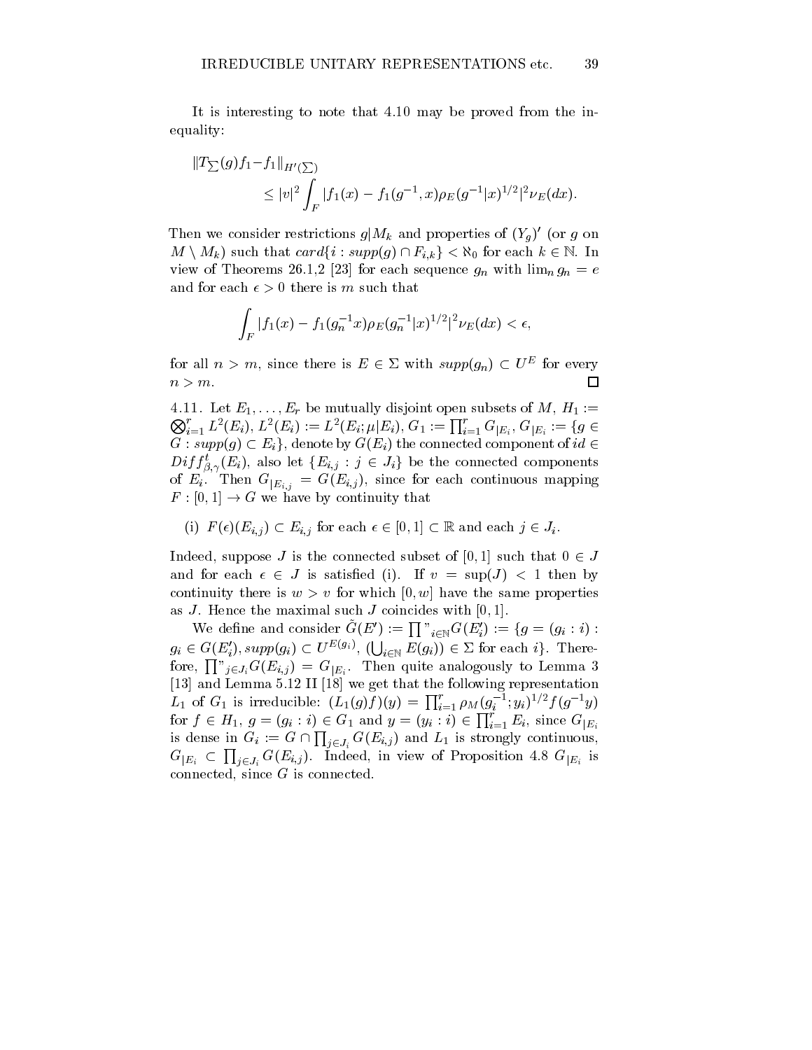It is interesting to note that 4.10 may be proved from the inequality:

$$\|T_{\sum}(g)f_1 - f_1\|_{H'(\sum)} \le |v|^2 \int_F |f_1(x) - f_1(g^{-1},x)\rho_E(g^{-1}|x)^{1/2}|^2 \nu_E(dx).$$

Then we consider restrictions $g|M_k$ and properties of $(Y_g)'$ (or $g$ on $M \setminus M_k$) such that $card\{i : supp(g) \cap F_{i,k}\} < \aleph_0$ for each $k \in \mathbb{N}$. In view of Theorems 26.1,2 [23] for each sequence $g_n$ with $\lim_n g_n = e$ and for each $\epsilon > 0$ there is $m$ such that

$$\int_F |f_1(x) - f_1(g_n^{-1}x)\rho_E(g_n^{-1}|x)^{1/2}|^2 \nu_E(dx) < \epsilon,$$

for all $n > m$, since there is $E \in \Sigma$ with $supp(g_n) \subset U^E$ for every $n > m$. □

4.11. Let $E_1, \dots, E_r$ be mutually disjoint open subsets of $M$, $H_1 := \bigotimes_{i=1}^r L^2(E_i)$, $L^2(E_i) := L^2(E_i; \mu|E_i)$, $G_1 := \prod_{i=1}^r G_{|E_i}$, $G_{|E_i} := \{g \in G : supp(g) \subset E_i\}$, denote by $G(E_i)$ the connected component of $id \in Diff^t_{\beta,\gamma}(E_i)$, also let $\{E_{i,j} : j \in J_i\}$ be the connected components of $E_i$. Then $G_{|E_{i,j}} = G(E_{i,j})$, since for each continuous mapping $F : [0,1] \to G$ we have by continuity that

(i) $F(\epsilon)(E_{i,j}) \subset E_{i,j}$ for each $\epsilon \in [0,1] \subset \mathbb{R}$ and each $j \in J_i$.

Indeed, suppose $J$ is the connected subset of $[0,1]$ such that $0 \in J$ and for each $\epsilon \in J$ is satisfied (i). If $v = \sup(J) < 1$ then by continuity there is $w > v$ for which $[0,w]$ have the same properties as $J$. Hence the maximal such $J$ coincides with $[0,1]$.

We define and consider $\tilde{G}(E') := \prod"_{i\in\mathbb{N}} G(E'_i) := \{g = (g_i : i) : g_i \in G(E'_i), supp(g_i) \subset U^{E(g_i)}, (\bigcup_{i\in\mathbb{N}} E(g_i)) \in \Sigma$ for each $i\}$. Therefore, $\prod"_{j\in J_i} G(E_{i,j}) = G_{|E_i}$. Then quite analogously to Lemma 3 [13] and Lemma 5.12 II [18] we get that the following representation $L_1$ of $G_1$ is irreducible: $(L_1(g)f)(y) = \prod_{i=1}^r \rho_M(g_i^{-1}; y_i)^{1/2} f(g^{-1}y)$ for $f \in H_1$, $g = (g_i : i) \in G_1$ and $y = (y_i : i) \in \prod_{i=1}^r E_i$, since $G_{|E_i}$ is dense in $G_i := G \cap \prod_{j\in J_i} G(E_{i,j})$ and $L_1$ is strongly continuous, $G_{|E_i} \subset \prod_{j\in J_i} G(E_{i,j})$. Indeed, in view of Proposition 4.8 $G_{|E_i}$ is connected, since $G$ is connected.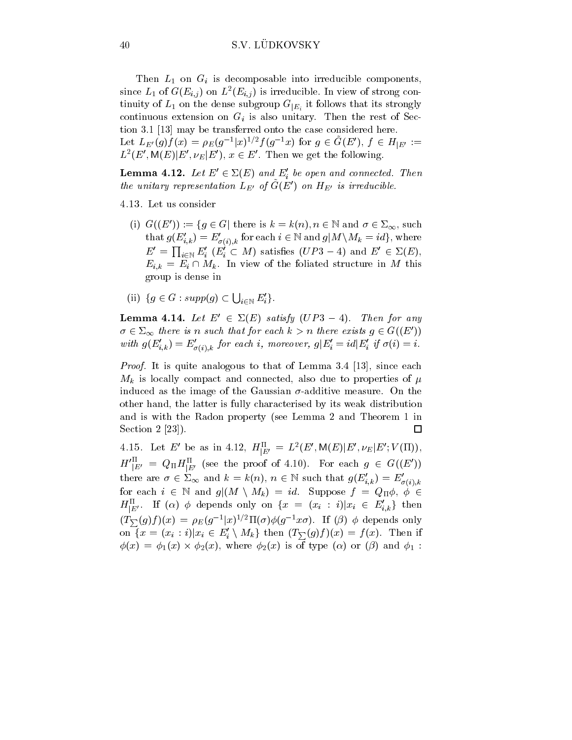Then $L_1$ on $G_i$ is decomposable into irreducible components, since $L_1$ of $G(E_{i,j})$ on $L^2(E_{i,j})$ is irreducible. In view of strong continuity of $L_1$ on the dense subgroup $G_{|E_i}$ it follows that its strongly continuous extension on $G_i$ is also unitary. Then the rest of Section 3.1 [13] may be transferred onto the case considered here.

Let $L_{E'}(g)f(x) = \rho_E(g^{-1}|x)^{1/2}f(g^{-1}x)$ for $g \in \tilde{G}(E')$, $f \in H_{|E'} := L^2(E', \mathsf{M}(E)|E', \nu_E|E')$, $x \in E'$. Then we get the following.

**Lemma 4.12.** *Let $E' \in \Sigma(E)$ and $E'_i$ be open and connected. Then the unitary representation $L_{E'}$ of $\tilde{G}(E')$ on $H_{E'}$ is irreducible.*

4.13. Let us consider

(i) $G((E')) := \{g \in G|$ there is $k = k(n), n \in \mathbb{N}$ and $\sigma \in \Sigma_\infty$, such that $g(E'_{i,k}) = E'_{\sigma(i),k}$ for each $i \in \mathbb{N}$ and $g|M \setminus M_k = id\}$, where $E' = \prod_{i\in\mathbb{N}} E'_i$ $(E'_i \subset M)$ satisfies $(UP3-4)$ and $E' \in \Sigma(E)$, $E_{i,k} = E_i \cap M_k$. In view of the foliated structure in $M$ this group is dense in

(ii) $\{g \in G : supp(g) \subset \bigcup_{i\in\mathbb{N}} E'_i\}$.

**Lemma 4.14.** *Let $E' \in \Sigma(E)$ satisfy $(UP3-4)$. Then for any $\sigma \in \Sigma_\infty$ there is $n$ such that for each $k > n$ there exists $g \in G((E'))$ with $g(E'_{i,k}) = E'_{\sigma(i),k}$ for each $i$, moreover, $g|E'_i = id|E'_i$ if $\sigma(i) = i$.*

*Proof.* It is quite analogous to that of Lemma 3.4 [13], since each $M_k$ is locally compact and connected, also due to properties of $\mu$ induced as the image of the Gaussian $\sigma$-additive measure. On the other hand, the latter is fully characterised by its weak distribution and is with the Radon property (see Lemma 2 and Theorem 1 in Section 2 [23]). $\square$

4.15. Let $E'$ be as in 4.12, $H^\Pi_{|E'} = L^2(E', \mathsf{M}(E)|E', \nu_E|E'; V(\Pi))$, $H'^\Pi_{|E'} = Q_\Pi H^\Pi_{|E'}$ (see the proof of 4.10). For each $g \in G((E'))$ there are $\sigma \in \Sigma_\infty$ and $k = k(n)$, $n \in \mathbb{N}$ such that $g(E'_{i,k}) = E'_{\sigma(i),k}$ for each $i \in \mathbb{N}$ and $g|(M \setminus M_k) = id$. Suppose $f = Q_\Pi \phi$, $\phi \in H^\Pi_{|E'}$. If $(\alpha)$ $\phi$ depends only on $\{x = (x_i : i)|x_i \in E'_{i,k}\}$ then $(T_{\sum}(g)f)(x) = \rho_E(g^{-1}|x)^{1/2}\Pi(\sigma)\phi(g^{-1}x\sigma)$. If $(\beta)$ $\phi$ depends only on $\{x = (x_i : i)|x_i \in E'_i \setminus M_k\}$ then $(T_{\sum}(g)f)(x) = f(x)$. Then if $\phi(x) = \phi_1(x) \times \phi_2(x)$, where $\phi_2(x)$ is of type $(\alpha)$ or $(\beta)$ and $\phi_1$ :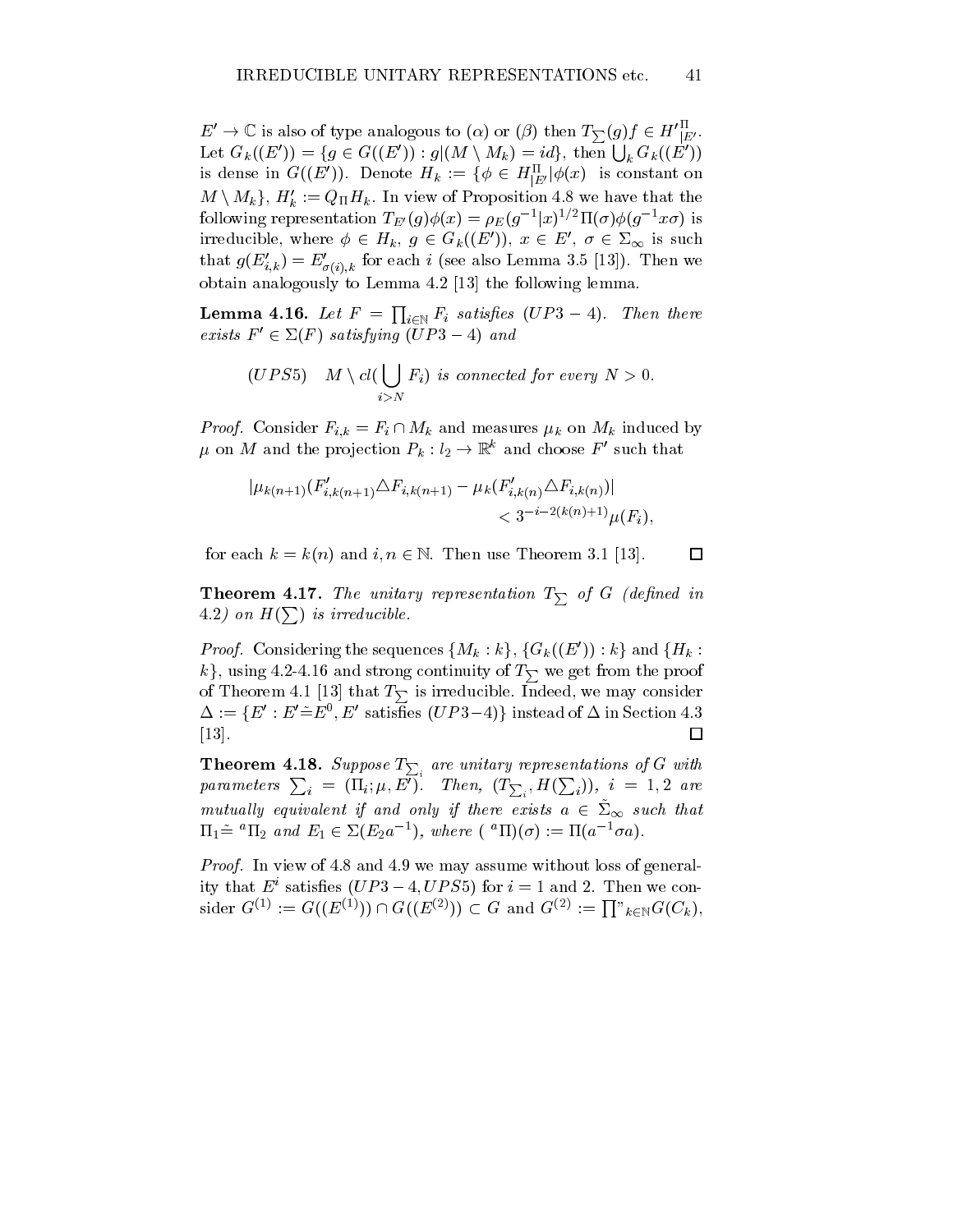$E' \to \mathbb{C}$ is also of type analogous to ($\alpha$) or ($\beta$) then $T_{\sum}(g)f \in H'^{\Pi}_{|E'}$. Let $G_k((E')) = \{g \in G((E')) : g|(M \setminus M_k) = id\}$, then $\bigcup_k G_k((E'))$ is dense in $G((E'))$. Denote $H_k := \{\phi \in H^{\Pi}_{|E'} | \phi(x)$ is constant on $M \setminus M_k\}$, $H'_k := Q_{\Pi} H_k$. In view of Proposition 4.8 we have that the following representation $T_{E'}(g)\phi(x) = \rho_E(g^{-1}|x)^{1/2}\Pi(\sigma)\phi(g^{-1}x\sigma)$ is irreducible, where $\phi \in H_k$, $g \in G_k((E'))$, $x \in E'$, $\sigma \in \Sigma_\infty$ is such that $g(E'_{i,k}) = E'_{\sigma(i),k}$ for each $i$ (see also Lemma 3.5 [13]). Then we obtain analogously to Lemma 4.2 [13] the following lemma.

**Lemma 4.16.** *Let $F = \prod_{i \in \mathbb{N}} F_i$ satisfies $(UP3-4)$. Then there exists $F' \in \Sigma(F)$ satisfying $(UP3-4)$ and*

$$(UPS5) \quad M \setminus cl(\bigcup_{i>N} F_i) \text{ is connected for every } N > 0.$$

*Proof.* Consider $F_{i,k} = F_i \cap M_k$ and measures $\mu_k$ on $M_k$ induced by $\mu$ on $M$ and the projection $P_k : l_2 \to \mathbb{R}^k$ and choose $F'$ such that

$$|\mu_{k(n+1)}(F'_{i,k(n+1)} \triangle F_{i,k(n+1)} - \mu_k(F'_{i,k(n)} \triangle F_{i,k(n)})| < 3^{-i-2(k(n)+1)}\mu(F_i),$$

for each $k = k(n)$ and $i, n \in \mathbb{N}$. Then use Theorem 3.1 [13]. $\square$

**Theorem 4.17.** *The unitary representation $T_{\sum}$ of $G$ (defined in 4.2) on $H(\sum)$ is irreducible.*

*Proof.* Considering the sequences $\{M_k : k\}$, $\{G_k((E')) : k\}$ and $\{H_k : k\}$, using 4.2-4.16 and strong continuity of $T_{\sum}$ we get from the proof of Theorem 4.1 [13] that $T_{\sum}$ is irreducible. Indeed, we may consider $\Delta := \{E' : E' \tilde{=} E^0, E' \text{ satisfies } (UP3-4)\}$ instead of $\Delta$ in Section 4.3 [13]. $\square$

**Theorem 4.18.** *Suppose $T_{\sum_i}$ are unitary representations of $G$ with parameters $\sum_i = (\Pi_i; \mu, E^i)$. Then, $(T_{\sum_i}, H(\sum_i))$, $i = 1, 2$ are mutually equivalent if and only if there exists $a \in \tilde{\Sigma}_\infty$ such that $\Pi_1 \tilde{=} {}^a\Pi_2$ and $E_1 \in \Sigma(E_2 a^{-1})$, where $({}^a\Pi)(\sigma) := \Pi(a^{-1}\sigma a)$.*

*Proof.* In view of 4.8 and 4.9 we may assume without loss of generality that $E^i$ satisfies $(UP3-4, UPS5)$ for $i = 1$ and 2. Then we consider $G^{(1)} := G((E^{(1)})) \cap G((E^{(2)})) \subset G$ and $G^{(2)} := \prod"_{k \in \mathbb{N}} G(C_k)$,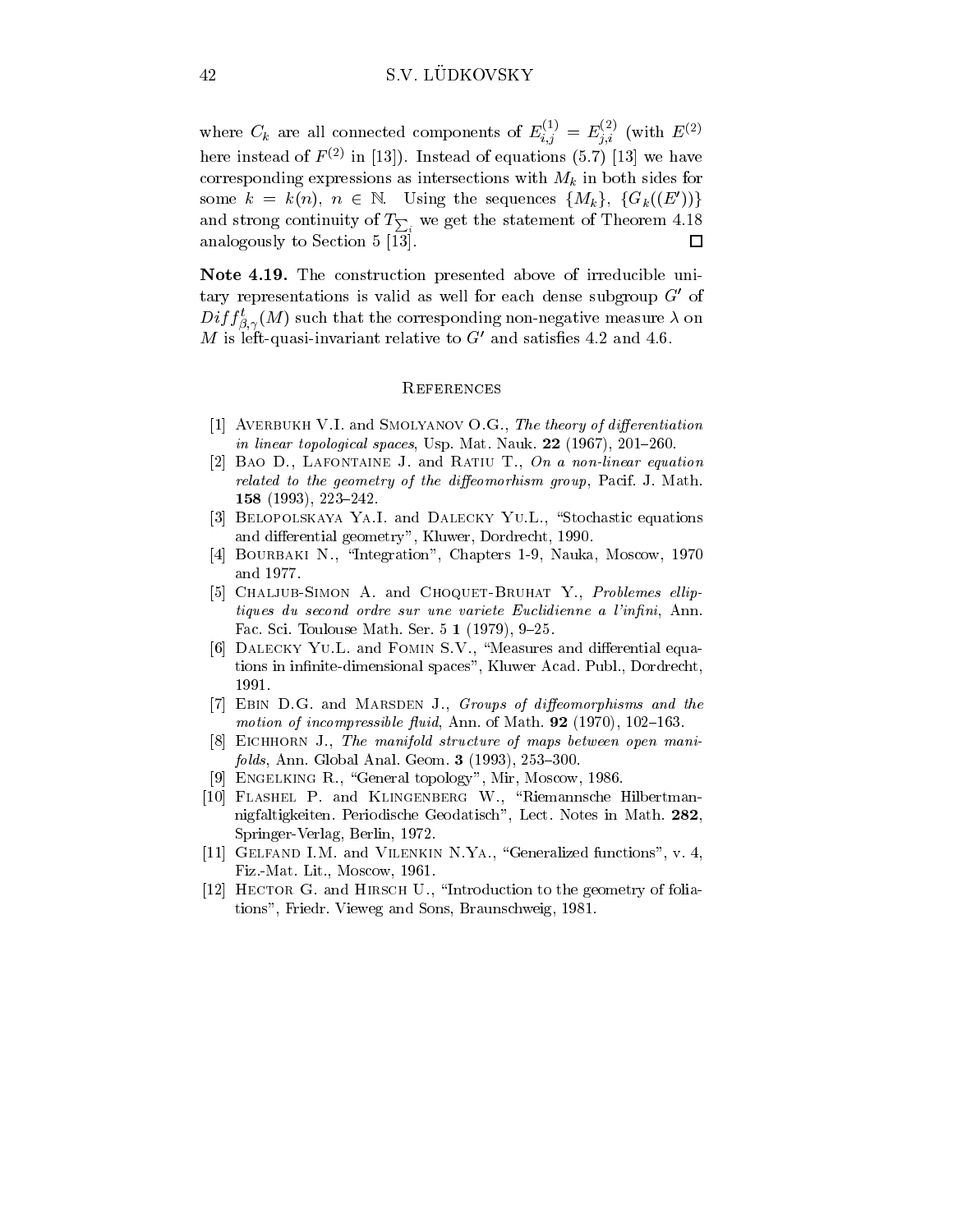where $C_k$ are all connected components of $E^{(1)}_{i,j} = E^{(2)}_{j,i}$ (with $E^{(2)}$ here instead of $F^{(2)}$ in [13]). Instead of equations (5.7) [13] we have corresponding expressions as intersections with $M_k$ in both sides for some $k = k(n)$, $n \in \mathbb{N}$. Using the sequences $\{M_k\}$, $\{G_k((E'))\}$ and strong continuity of $T_{\sum_i}$ we get the statement of Theorem 4.18 analogously to Section 5 [13]. $\square$

**Note 4.19.** The construction presented above of irreducible unitary representations is valid as well for each dense subgroup $G'$ of $Diff^t_{\beta,\gamma}(M)$ such that the corresponding non-negative measure $\lambda$ on $M$ is left-quasi-invariant relative to $G'$ and satisfies 4.2 and 4.6.

## References

[1] Averbukh V.I. and Smolyanov O.G., *The theory of differentiation in linear topological spaces*, Usp. Mat. Nauk. **22** (1967), 201–260.

[2] Bao D., Lafontaine J. and Ratiu T., *On a non-linear equation related to the geometry of the diffeomorhism group*, Pacif. J. Math. **158** (1993), 223–242.

[3] Belopolskaya Ya.I. and Dalecky Yu.L., "Stochastic equations and differential geometry", Kluwer, Dordrecht, 1990.

[4] Bourbaki N., "Integration", Chapters 1-9, Nauka, Moscow, 1970 and 1977.

[5] Chaljub-Simon A. and Choquet-Bruhat Y., *Problemes elliptiques du second ordre sur une variete Euclidienne a l'infini*, Ann. Fac. Sci. Toulouse Math. Ser. 5 **1** (1979), 9–25.

[6] Dalecky Yu.L. and Fomin S.V., "Measures and differential equations in infinite-dimensional spaces", Kluwer Acad. Publ., Dordrecht, 1991.

[7] Ebin D.G. and Marsden J., *Groups of diffeomorphisms and the motion of incompressible fluid*, Ann. of Math. **92** (1970), 102–163.

[8] Eichhorn J., *The manifold structure of maps between open manifolds*, Ann. Global Anal. Geom. **3** (1993), 253–300.

[9] Engelking R., "General topology", Mir, Moscow, 1986.

[10] Flashel P. and Klingenberg W., "Riemannsche Hilbertmannigfaltigkeiten. Periodische Geodatisch", Lect. Notes in Math. **282**, Springer-Verlag, Berlin, 1972.

[11] Gelfand I.M. and Vilenkin N.Ya., "Generalized functions", v. 4, Fiz.-Mat. Lit., Moscow, 1961.

[12] Hector G. and Hirsch U., "Introduction to the geometry of foliations", Friedr. Vieweg and Sons, Braunschweig, 1981.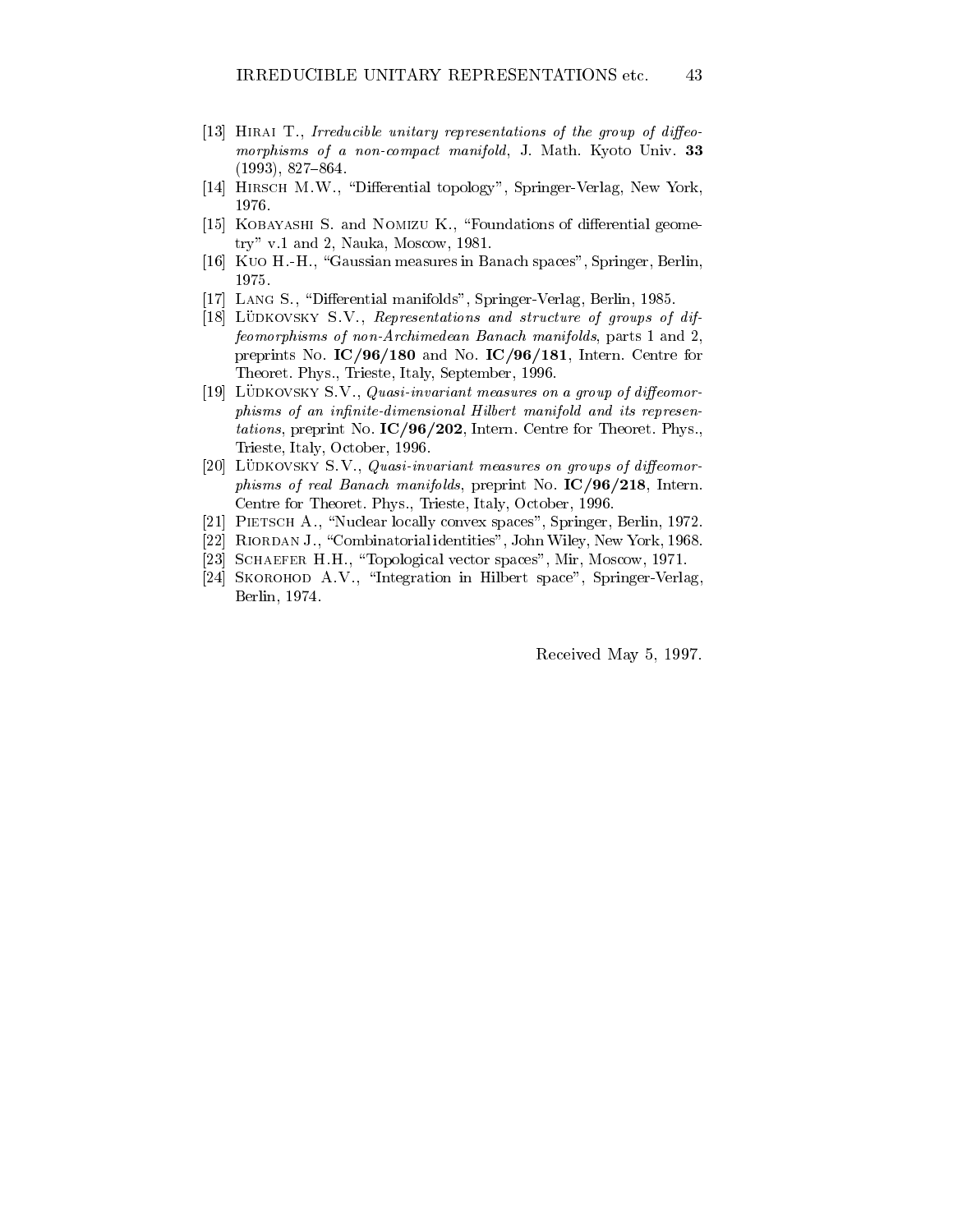[13] Hirai T., *Irreducible unitary representations of the group of diffeomorphisms of a non-compact manifold*, J. Math. Kyoto Univ. **33** (1993), 827–864.

[14] Hirsch M.W., "Differential topology", Springer-Verlag, New York, 1976.

[15] Kobayashi S. and Nomizu K., "Foundations of differential geometry" v.1 and 2, Nauka, Moscow, 1981.

[16] Kuo H.-H., "Gaussian measures in Banach spaces", Springer, Berlin, 1975.

[17] Lang S., "Differential manifolds", Springer-Verlag, Berlin, 1985.

[18] Lüdkovsky S.V., *Representations and structure of groups of diffeomorphisms of non-Archimedean Banach manifolds*, parts 1 and 2, preprints No. **IC/96/180** and No. **IC/96/181**, Intern. Centre for Theoret. Phys., Trieste, Italy, September, 1996.

[19] Lüdkovsky S.V., *Quasi-invariant measures on a group of diffeomorphisms of an infinite-dimensional Hilbert manifold and its representations*, preprint No. **IC/96/202**, Intern. Centre for Theoret. Phys., Trieste, Italy, October, 1996.

[20] Lüdkovsky S.V., *Quasi-invariant measures on groups of diffeomorphisms of real Banach manifolds*, preprint No. **IC/96/218**, Intern. Centre for Theoret. Phys., Trieste, Italy, October, 1996.

[21] Pietsch A., "Nuclear locally convex spaces", Springer, Berlin, 1972.

[22] Riordan J., "Combinatorial identities", John Wiley, New York, 1968.

[23] Schaefer H.H., "Topological vector spaces", Mir, Moscow, 1971.

[24] Skorohod A.V., "Integration in Hilbert space", Springer-Verlag, Berlin, 1974.

Received May 5, 1997.